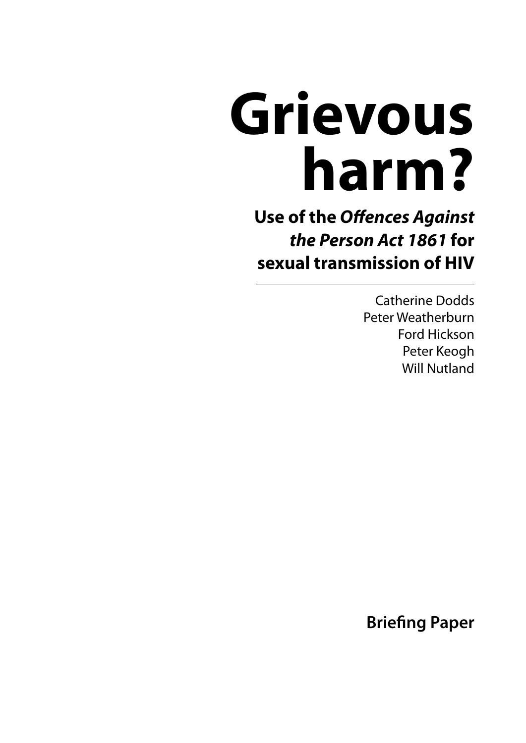# Grievous harm?

## Use of the *Offences Against the Person Act 1861* for sexual transmission of HIV

---

Catherine Dodds
Peter Weatherburn
Ford Hickson
Peter Keogh
Will Nutland

**Briefing Paper**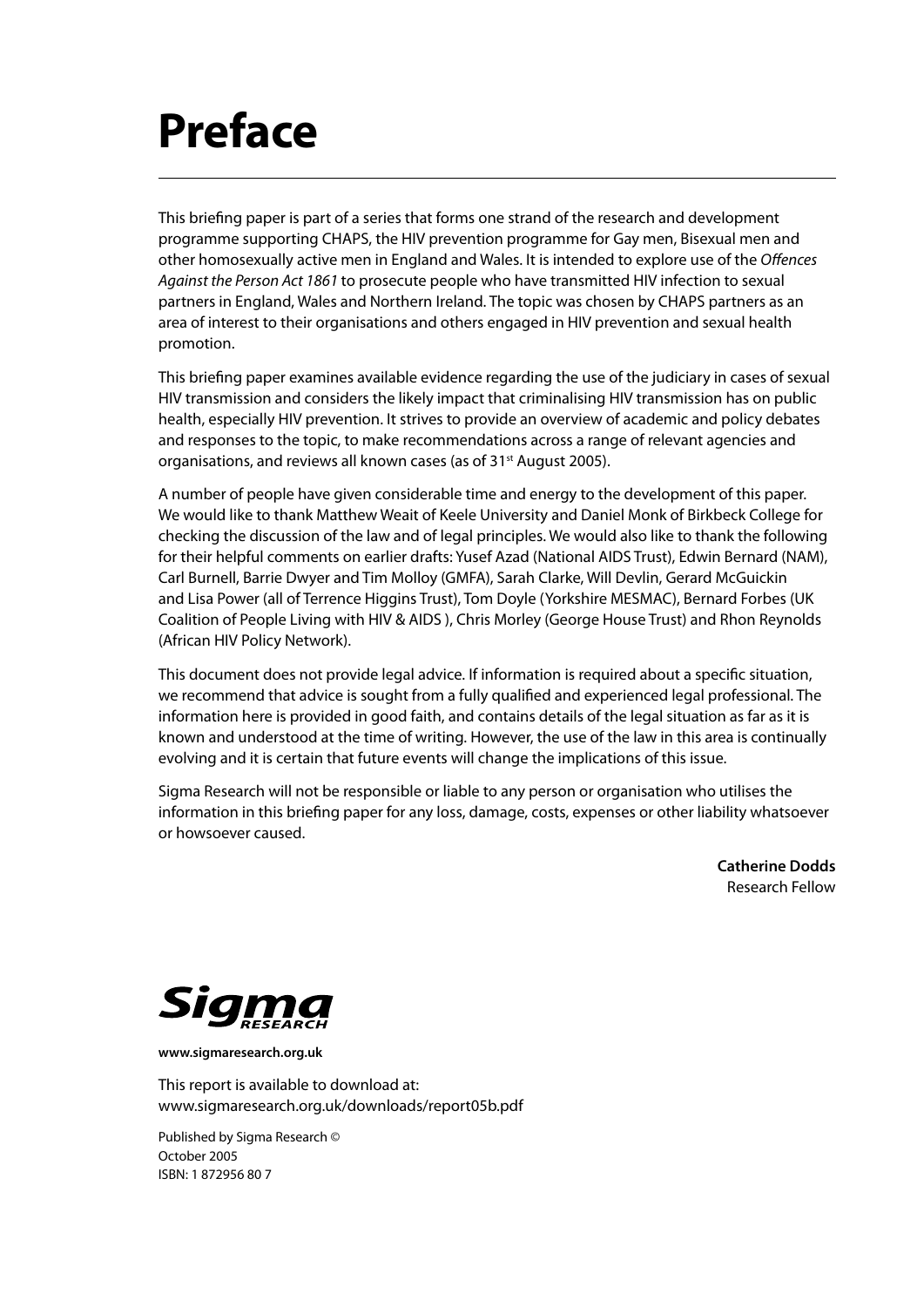# Preface

This briefing paper is part of a series that forms one strand of the research and development programme supporting CHAPS, the HIV prevention programme for Gay men, Bisexual men and other homosexually active men in England and Wales. It is intended to explore use of the *Offences Against the Person Act 1861* to prosecute people who have transmitted HIV infection to sexual partners in England, Wales and Northern Ireland. The topic was chosen by CHAPS partners as an area of interest to their organisations and others engaged in HIV prevention and sexual health promotion.

This briefing paper examines available evidence regarding the use of the judiciary in cases of sexual HIV transmission and considers the likely impact that criminalising HIV transmission has on public health, especially HIV prevention. It strives to provide an overview of academic and policy debates and responses to the topic, to make recommendations across a range of relevant agencies and organisations, and reviews all known cases (as of 31st August 2005).

A number of people have given considerable time and energy to the development of this paper. We would like to thank Matthew Weait of Keele University and Daniel Monk of Birkbeck College for checking the discussion of the law and of legal principles. We would also like to thank the following for their helpful comments on earlier drafts: Yusef Azad (National AIDS Trust), Edwin Bernard (NAM), Carl Burnell, Barrie Dwyer and Tim Molloy (GMFA), Sarah Clarke, Will Devlin, Gerard McGuickin and Lisa Power (all of Terrence Higgins Trust), Tom Doyle (Yorkshire MESMAC), Bernard Forbes (UK Coalition of People Living with HIV & AIDS ), Chris Morley (George House Trust) and Rhon Reynolds (African HIV Policy Network).

This document does not provide legal advice. If information is required about a specific situation, we recommend that advice is sought from a fully qualified and experienced legal professional. The information here is provided in good faith, and contains details of the legal situation as far as it is known and understood at the time of writing. However, the use of the law in this area is continually evolving and it is certain that future events will change the implications of this issue.

Sigma Research will not be responsible or liable to any person or organisation who utilises the information in this briefing paper for any loss, damage, costs, expenses or other liability whatsoever or howsoever caused.

**Catherine Dodds**
Research Fellow

Sigma RESEARCH

**www.sigmaresearch.org.uk**

This report is available to download at:
www.sigmaresearch.org.uk/downloads/report05b.pdf

Published by Sigma Research ©
October 2005
ISBN: 1 872956 80 7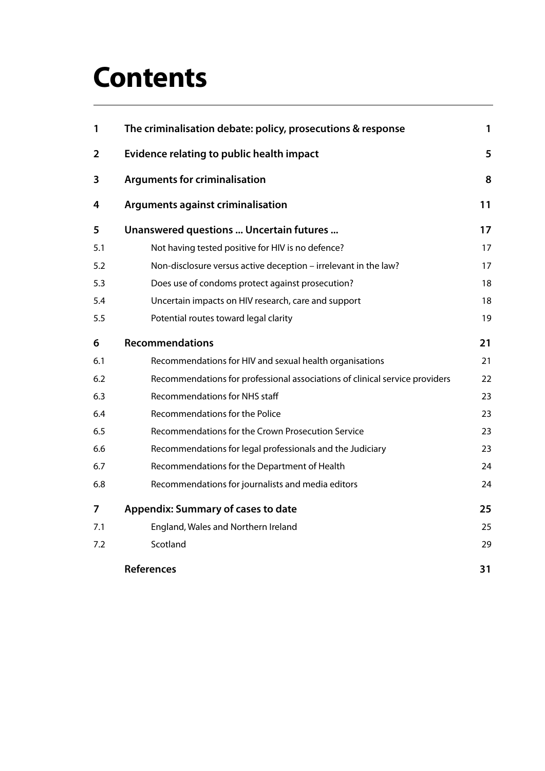# Contents

| | | |
|---|---|---|
| **1** | **The criminalisation debate: policy, prosecutions & response** | **1** |
| **2** | **Evidence relating to public health impact** | **5** |
| **3** | **Arguments for criminalisation** | **8** |
| **4** | **Arguments against criminalisation** | **11** |
| **5** | **Unanswered questions ... Uncertain futures ...** | **17** |
| 5.1 | Not having tested positive for HIV is no defence? | 17 |
| 5.2 | Non-disclosure versus active deception – irrelevant in the law? | 17 |
| 5.3 | Does use of condoms protect against prosecution? | 18 |
| 5.4 | Uncertain impacts on HIV research, care and support | 18 |
| 5.5 | Potential routes toward legal clarity | 19 |
| **6** | **Recommendations** | **21** |
| 6.1 | Recommendations for HIV and sexual health organisations | 21 |
| 6.2 | Recommendations for professional associations of clinical service providers | 22 |
| 6.3 | Recommendations for NHS staff | 23 |
| 6.4 | Recommendations for the Police | 23 |
| 6.5 | Recommendations for the Crown Prosecution Service | 23 |
| 6.6 | Recommendations for legal professionals and the Judiciary | 23 |
| 6.7 | Recommendations for the Department of Health | 24 |
| 6.8 | Recommendations for journalists and media editors | 24 |
| **7** | **Appendix: Summary of cases to date** | **25** |
| 7.1 | England, Wales and Northern Ireland | 25 |
| 7.2 | Scotland | 29 |
| | **References** | **31** |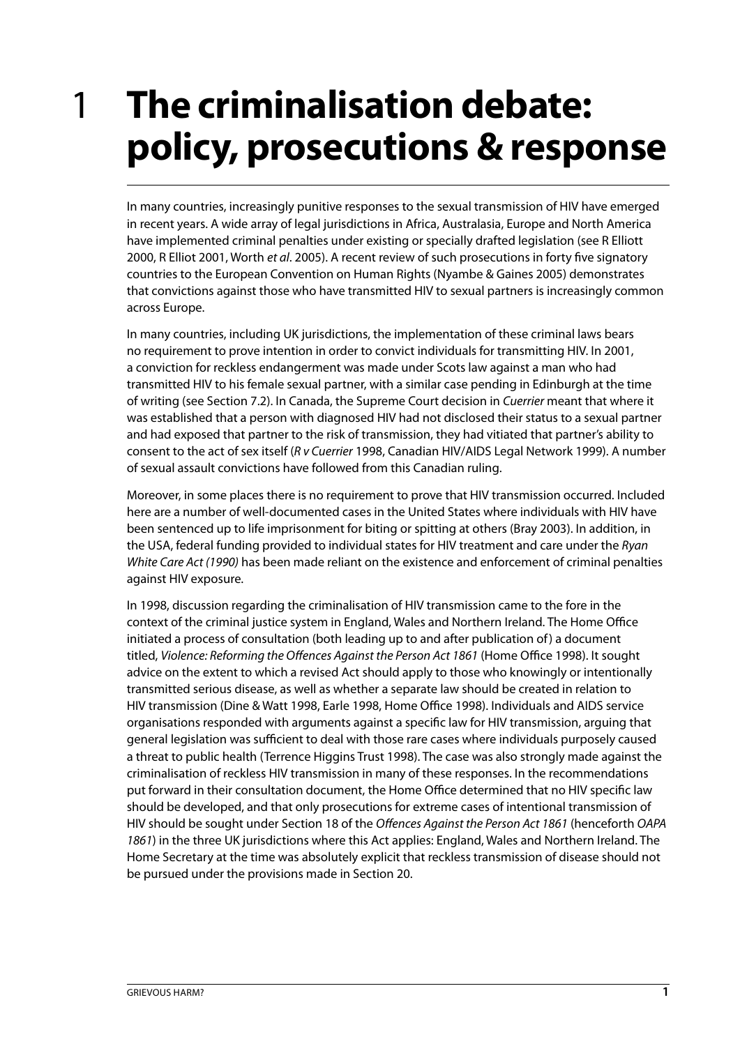# 1 The criminalisation debate: policy, prosecutions & response

In many countries, increasingly punitive responses to the sexual transmission of HIV have emerged in recent years. A wide array of legal jurisdictions in Africa, Australasia, Europe and North America have implemented criminal penalties under existing or specially drafted legislation (see R Elliott 2000, R Elliot 2001, Worth *et al*. 2005). A recent review of such prosecutions in forty five signatory countries to the European Convention on Human Rights (Nyambe & Gaines 2005) demonstrates that convictions against those who have transmitted HIV to sexual partners is increasingly common across Europe.

In many countries, including UK jurisdictions, the implementation of these criminal laws bears no requirement to prove intention in order to convict individuals for transmitting HIV. In 2001, a conviction for reckless endangerment was made under Scots law against a man who had transmitted HIV to his female sexual partner, with a similar case pending in Edinburgh at the time of writing (see Section 7.2). In Canada, the Supreme Court decision in *Cuerrier* meant that where it was established that a person with diagnosed HIV had not disclosed their status to a sexual partner and had exposed that partner to the risk of transmission, they had vitiated that partner's ability to consent to the act of sex itself (*R v Cuerrier* 1998, Canadian HIV/AIDS Legal Network 1999). A number of sexual assault convictions have followed from this Canadian ruling.

Moreover, in some places there is no requirement to prove that HIV transmission occurred. Included here are a number of well-documented cases in the United States where individuals with HIV have been sentenced up to life imprisonment for biting or spitting at others (Bray 2003). In addition, in the USA, federal funding provided to individual states for HIV treatment and care under the *Ryan White Care Act (1990)* has been made reliant on the existence and enforcement of criminal penalties against HIV exposure.

In 1998, discussion regarding the criminalisation of HIV transmission came to the fore in the context of the criminal justice system in England, Wales and Northern Ireland. The Home Office initiated a process of consultation (both leading up to and after publication of) a document titled, *Violence: Reforming the Offences Against the Person Act 1861* (Home Office 1998). It sought advice on the extent to which a revised Act should apply to those who knowingly or intentionally transmitted serious disease, as well as whether a separate law should be created in relation to HIV transmission (Dine & Watt 1998, Earle 1998, Home Office 1998). Individuals and AIDS service organisations responded with arguments against a specific law for HIV transmission, arguing that general legislation was sufficient to deal with those rare cases where individuals purposely caused a threat to public health (Terrence Higgins Trust 1998). The case was also strongly made against the criminalisation of reckless HIV transmission in many of these responses. In the recommendations put forward in their consultation document, the Home Office determined that no HIV specific law should be developed, and that only prosecutions for extreme cases of intentional transmission of HIV should be sought under Section 18 of the *Offences Against the Person Act 1861* (henceforth *OAPA 1861*) in the three UK jurisdictions where this Act applies: England, Wales and Northern Ireland. The Home Secretary at the time was absolutely explicit that reckless transmission of disease should not be pursued under the provisions made in Section 20.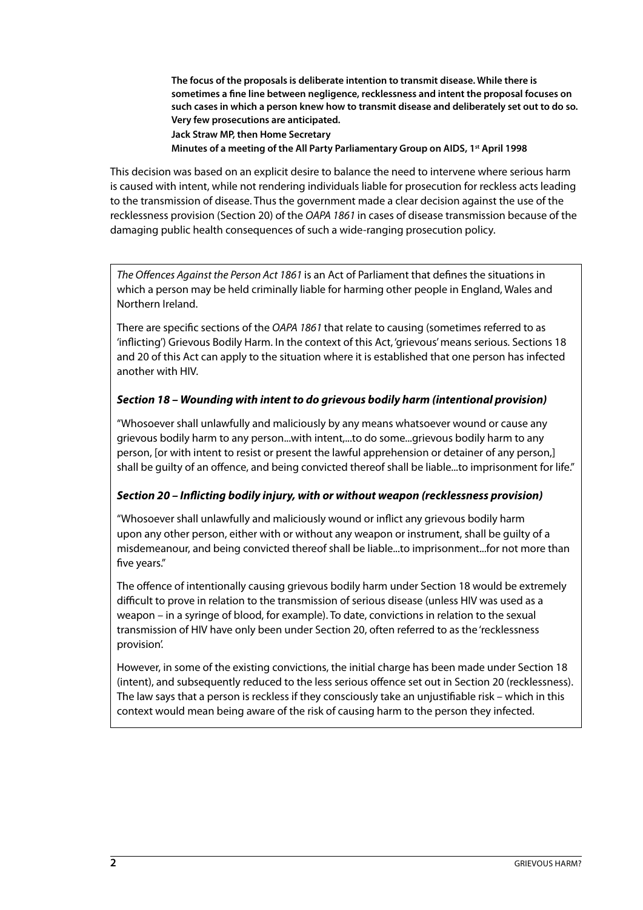> **The focus of the proposals is deliberate intention to transmit disease. While there is sometimes a fine line between negligence, recklessness and intent the proposal focuses on such cases in which a person knew how to transmit disease and deliberately set out to do so. Very few prosecutions are anticipated.**
>
> **Jack Straw MP, then Home Secretary**
>
> **Minutes of a meeting of the All Party Parliamentary Group on AIDS, 1st April 1998**

This decision was based on an explicit desire to balance the need to intervene where serious harm is caused with intent, while not rendering individuals liable for prosecution for reckless acts leading to the transmission of disease. Thus the government made a clear decision against the use of the recklessness provision (Section 20) of the *OAPA 1861* in cases of disease transmission because of the damaging public health consequences of such a wide-ranging prosecution policy.

*The Offences Against the Person Act 1861* is an Act of Parliament that defines the situations in which a person may be held criminally liable for harming other people in England, Wales and Northern Ireland.

There are specific sections of the *OAPA 1861* that relate to causing (sometimes referred to as 'inflicting') Grievous Bodily Harm. In the context of this Act, 'grievous' means serious. Sections 18 and 20 of this Act can apply to the situation where it is established that one person has infected another with HIV.

### *Section 18 – Wounding with intent to do grievous bodily harm (intentional provision)*

"Whosoever shall unlawfully and maliciously by any means whatsoever wound or cause any grievous bodily harm to any person...with intent,...to do some...grievous bodily harm to any person, [or with intent to resist or present the lawful apprehension or detainer of any person,] shall be guilty of an offence, and being convicted thereof shall be liable...to imprisonment for life."

### *Section 20 – Inflicting bodily injury, with or without weapon (recklessness provision)*

"Whosoever shall unlawfully and maliciously wound or inflict any grievous bodily harm upon any other person, either with or without any weapon or instrument, shall be guilty of a misdemeanour, and being convicted thereof shall be liable...to imprisonment...for not more than five years."

The offence of intentionally causing grievous bodily harm under Section 18 would be extremely difficult to prove in relation to the transmission of serious disease (unless HIV was used as a weapon – in a syringe of blood, for example). To date, convictions in relation to the sexual transmission of HIV have only been under Section 20, often referred to as the 'recklessness provision'.

However, in some of the existing convictions, the initial charge has been made under Section 18 (intent), and subsequently reduced to the less serious offence set out in Section 20 (recklessness). The law says that a person is reckless if they consciously take an unjustifiable risk – which in this context would mean being aware of the risk of causing harm to the person they infected.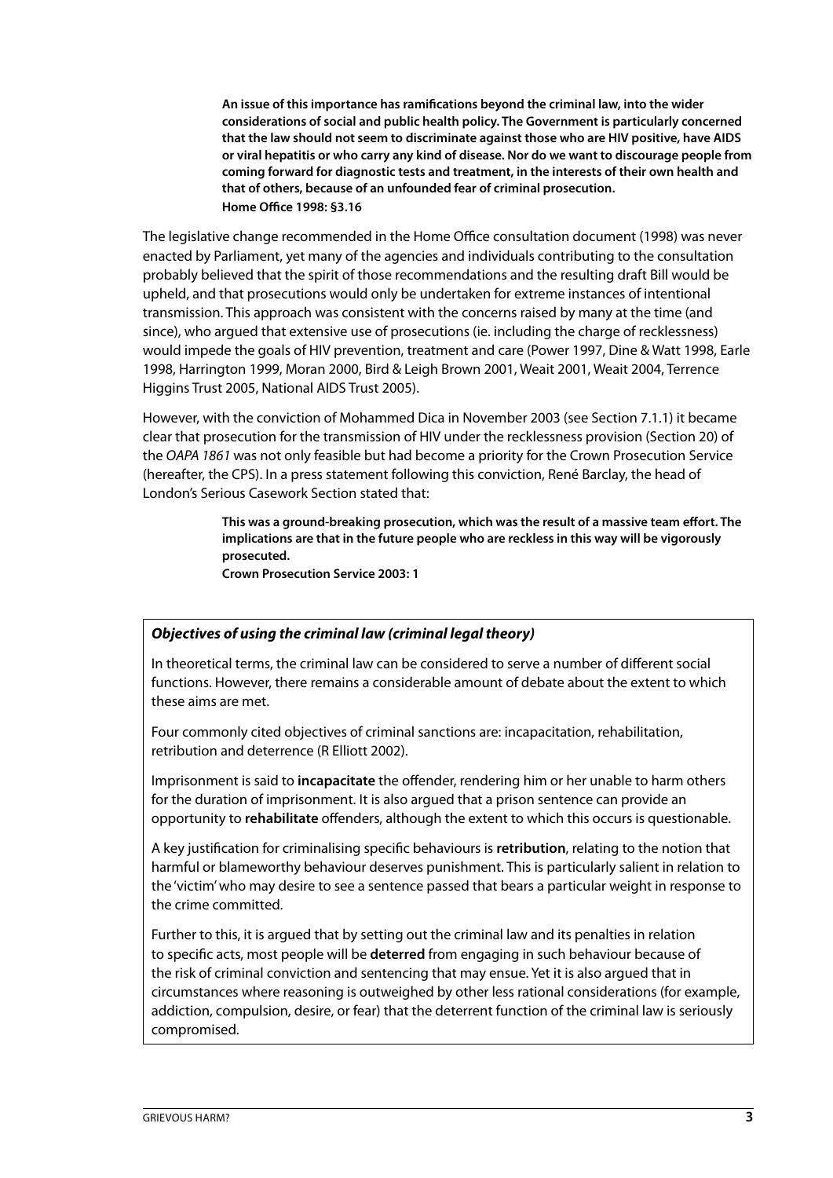> **An issue of this importance has ramifications beyond the criminal law, into the wider considerations of social and public health policy. The Government is particularly concerned that the law should not seem to discriminate against those who are HIV positive, have AIDS or viral hepatitis or who carry any kind of disease. Nor do we want to discourage people from coming forward for diagnostic tests and treatment, in the interests of their own health and that of others, because of an unfounded fear of criminal prosecution.**
> **Home Office 1998: §3.16**

The legislative change recommended in the Home Office consultation document (1998) was never enacted by Parliament, yet many of the agencies and individuals contributing to the consultation probably believed that the spirit of those recommendations and the resulting draft Bill would be upheld, and that prosecutions would only be undertaken for extreme instances of intentional transmission. This approach was consistent with the concerns raised by many at the time (and since), who argued that extensive use of prosecutions (ie. including the charge of recklessness) would impede the goals of HIV prevention, treatment and care (Power 1997, Dine & Watt 1998, Earle 1998, Harrington 1999, Moran 2000, Bird & Leigh Brown 2001, Weait 2001, Weait 2004, Terrence Higgins Trust 2005, National AIDS Trust 2005).

However, with the conviction of Mohammed Dica in November 2003 (see Section 7.1.1) it became clear that prosecution for the transmission of HIV under the recklessness provision (Section 20) of the *OAPA 1861* was not only feasible but had become a priority for the Crown Prosecution Service (hereafter, the CPS). In a press statement following this conviction, René Barclay, the head of London's Serious Casework Section stated that:

> **This was a ground-breaking prosecution, which was the result of a massive team effort. The implications are that in the future people who are reckless in this way will be vigorously prosecuted.**
> **Crown Prosecution Service 2003: 1**

***Objectives of using the criminal law (criminal legal theory)***

In theoretical terms, the criminal law can be considered to serve a number of different social functions. However, there remains a considerable amount of debate about the extent to which these aims are met.

Four commonly cited objectives of criminal sanctions are: incapacitation, rehabilitation, retribution and deterrence (R Elliott 2002).

Imprisonment is said to **incapacitate** the offender, rendering him or her unable to harm others for the duration of imprisonment. It is also argued that a prison sentence can provide an opportunity to **rehabilitate** offenders, although the extent to which this occurs is questionable.

A key justification for criminalising specific behaviours is **retribution**, relating to the notion that harmful or blameworthy behaviour deserves punishment. This is particularly salient in relation to the 'victim' who may desire to see a sentence passed that bears a particular weight in response to the crime committed.

Further to this, it is argued that by setting out the criminal law and its penalties in relation to specific acts, most people will be **deterred** from engaging in such behaviour because of the risk of criminal conviction and sentencing that may ensue. Yet it is also argued that in circumstances where reasoning is outweighed by other less rational considerations (for example, addiction, compulsion, desire, or fear) that the deterrent function of the criminal law is seriously compromised.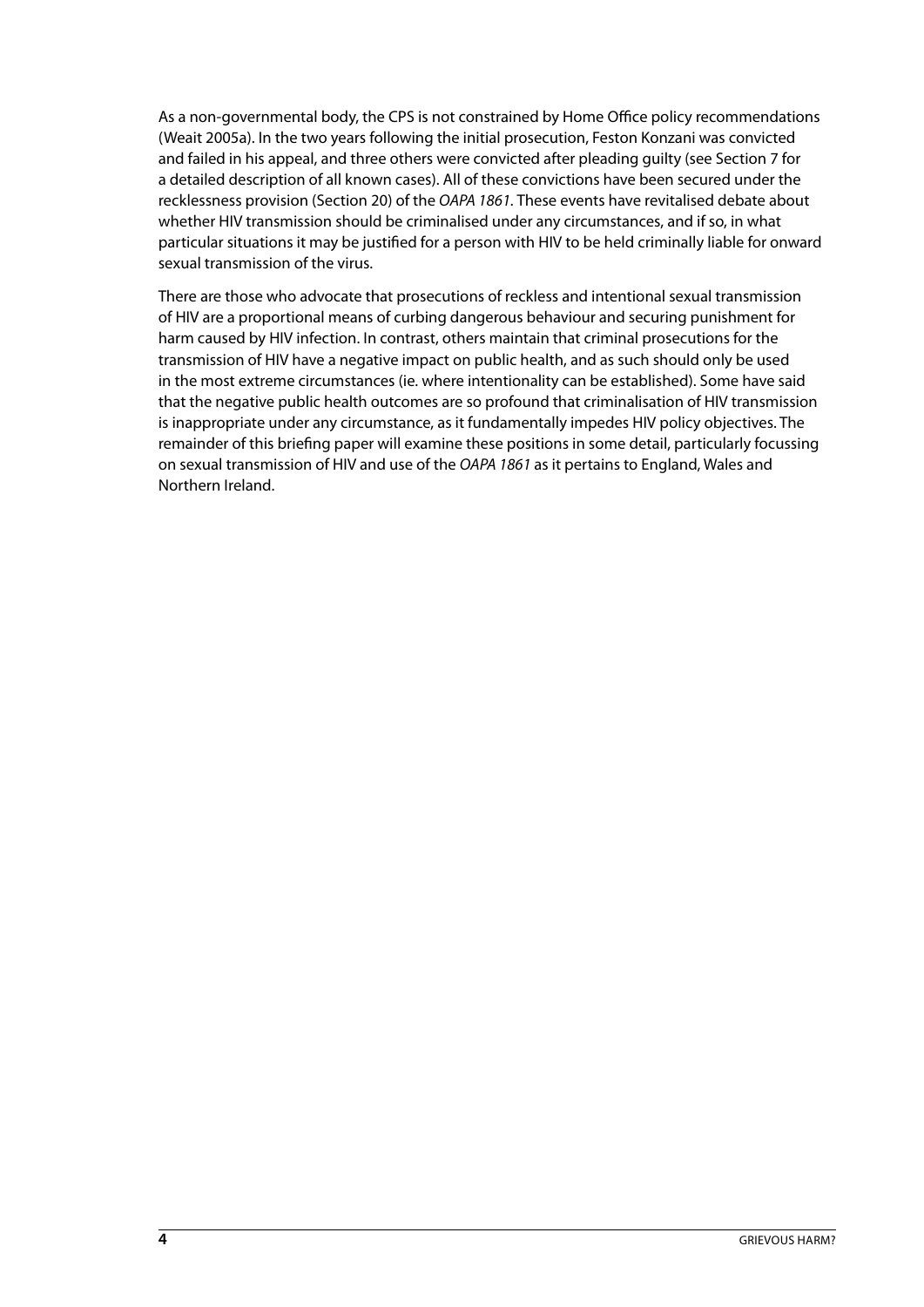As a non-governmental body, the CPS is not constrained by Home Office policy recommendations (Weait 2005a). In the two years following the initial prosecution, Feston Konzani was convicted and failed in his appeal, and three others were convicted after pleading guilty (see Section 7 for a detailed description of all known cases). All of these convictions have been secured under the recklessness provision (Section 20) of the *OAPA 1861*. These events have revitalised debate about whether HIV transmission should be criminalised under any circumstances, and if so, in what particular situations it may be justified for a person with HIV to be held criminally liable for onward sexual transmission of the virus.

There are those who advocate that prosecutions of reckless and intentional sexual transmission of HIV are a proportional means of curbing dangerous behaviour and securing punishment for harm caused by HIV infection. In contrast, others maintain that criminal prosecutions for the transmission of HIV have a negative impact on public health, and as such should only be used in the most extreme circumstances (ie. where intentionality can be established). Some have said that the negative public health outcomes are so profound that criminalisation of HIV transmission is inappropriate under any circumstance, as it fundamentally impedes HIV policy objectives. The remainder of this briefing paper will examine these positions in some detail, particularly focussing on sexual transmission of HIV and use of the *OAPA 1861* as it pertains to England, Wales and Northern Ireland.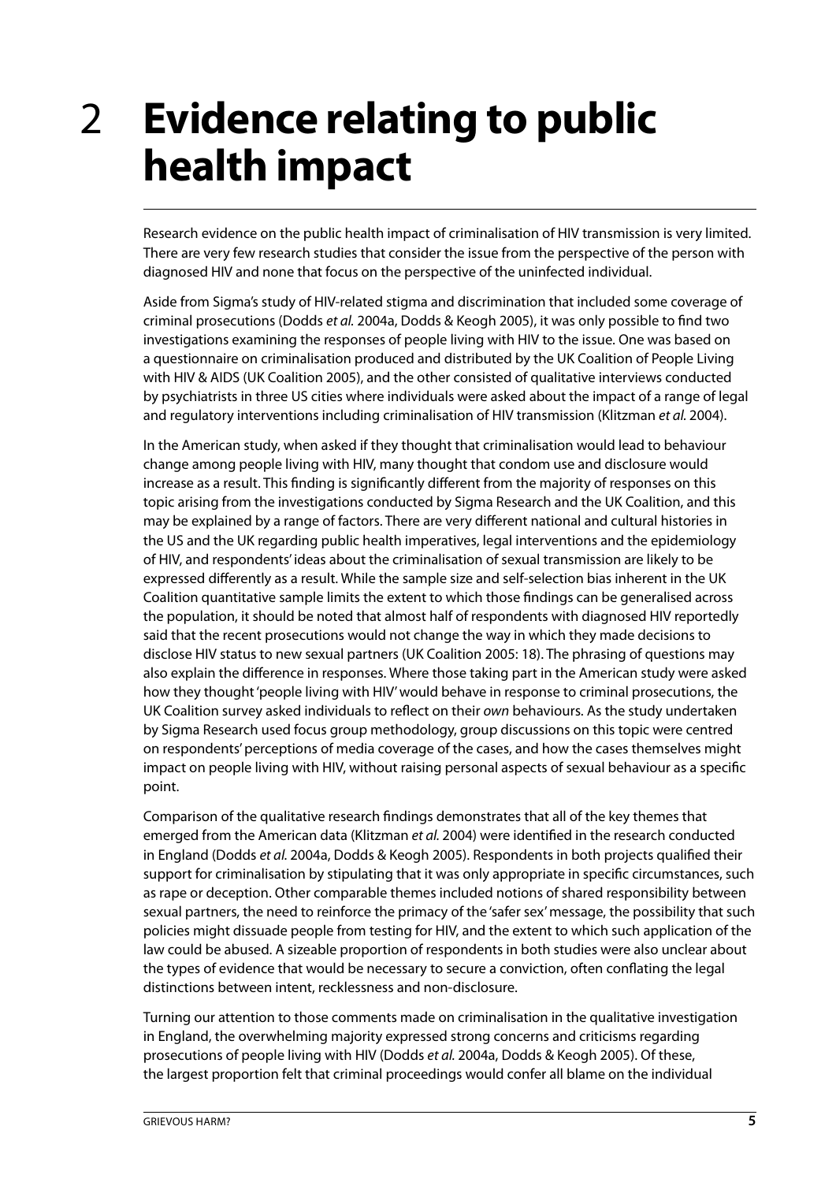# 2 Evidence relating to public health impact

Research evidence on the public health impact of criminalisation of HIV transmission is very limited. There are very few research studies that consider the issue from the perspective of the person with diagnosed HIV and none that focus on the perspective of the uninfected individual.

Aside from Sigma's study of HIV-related stigma and discrimination that included some coverage of criminal prosecutions (Dodds *et al.* 2004a, Dodds & Keogh 2005), it was only possible to find two investigations examining the responses of people living with HIV to the issue. One was based on a questionnaire on criminalisation produced and distributed by the UK Coalition of People Living with HIV & AIDS (UK Coalition 2005), and the other consisted of qualitative interviews conducted by psychiatrists in three US cities where individuals were asked about the impact of a range of legal and regulatory interventions including criminalisation of HIV transmission (Klitzman *et al.* 2004).

In the American study, when asked if they thought that criminalisation would lead to behaviour change among people living with HIV, many thought that condom use and disclosure would increase as a result. This finding is significantly different from the majority of responses on this topic arising from the investigations conducted by Sigma Research and the UK Coalition, and this may be explained by a range of factors. There are very different national and cultural histories in the US and the UK regarding public health imperatives, legal interventions and the epidemiology of HIV, and respondents' ideas about the criminalisation of sexual transmission are likely to be expressed differently as a result. While the sample size and self-selection bias inherent in the UK Coalition quantitative sample limits the extent to which those findings can be generalised across the population, it should be noted that almost half of respondents with diagnosed HIV reportedly said that the recent prosecutions would not change the way in which they made decisions to disclose HIV status to new sexual partners (UK Coalition 2005: 18). The phrasing of questions may also explain the difference in responses. Where those taking part in the American study were asked how they thought 'people living with HIV' would behave in response to criminal prosecutions, the UK Coalition survey asked individuals to reflect on their *own* behaviours. As the study undertaken by Sigma Research used focus group methodology, group discussions on this topic were centred on respondents' perceptions of media coverage of the cases, and how the cases themselves might impact on people living with HIV, without raising personal aspects of sexual behaviour as a specific point.

Comparison of the qualitative research findings demonstrates that all of the key themes that emerged from the American data (Klitzman *et al.* 2004) were identified in the research conducted in England (Dodds *et al.* 2004a, Dodds & Keogh 2005). Respondents in both projects qualified their support for criminalisation by stipulating that it was only appropriate in specific circumstances, such as rape or deception. Other comparable themes included notions of shared responsibility between sexual partners, the need to reinforce the primacy of the 'safer sex' message, the possibility that such policies might dissuade people from testing for HIV, and the extent to which such application of the law could be abused. A sizeable proportion of respondents in both studies were also unclear about the types of evidence that would be necessary to secure a conviction, often conflating the legal distinctions between intent, recklessness and non-disclosure.

Turning our attention to those comments made on criminalisation in the qualitative investigation in England, the overwhelming majority expressed strong concerns and criticisms regarding prosecutions of people living with HIV (Dodds *et al.* 2004a, Dodds & Keogh 2005). Of these, the largest proportion felt that criminal proceedings would confer all blame on the individual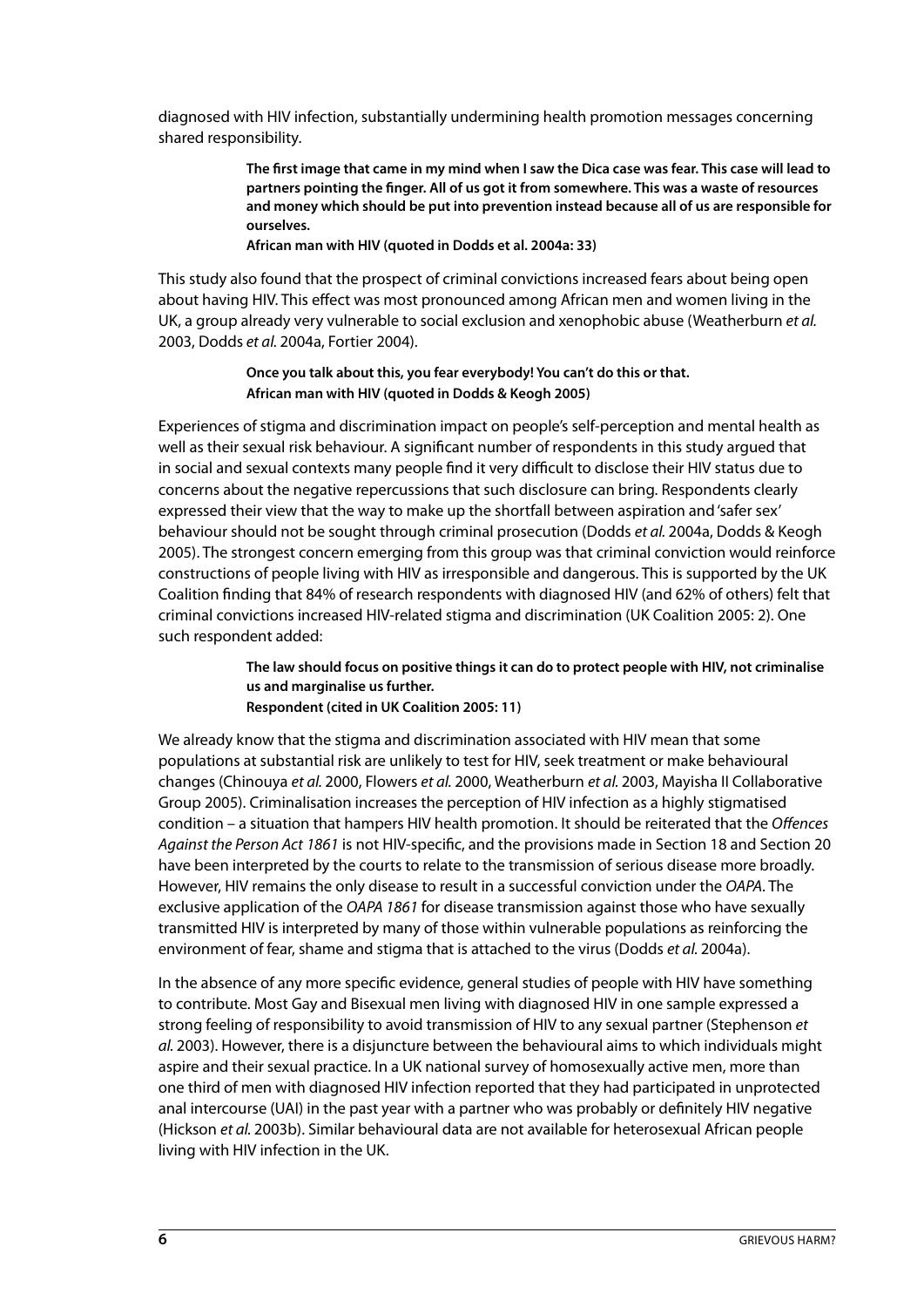diagnosed with HIV infection, substantially undermining health promotion messages concerning shared responsibility.

> **The first image that came in my mind when I saw the Dica case was fear. This case will lead to partners pointing the finger. All of us got it from somewhere. This was a waste of resources and money which should be put into prevention instead because all of us are responsible for ourselves.**
> **African man with HIV (quoted in Dodds et al. 2004a: 33)**

This study also found that the prospect of criminal convictions increased fears about being open about having HIV. This effect was most pronounced among African men and women living in the UK, a group already very vulnerable to social exclusion and xenophobic abuse (Weatherburn *et al.* 2003, Dodds *et al.* 2004a, Fortier 2004).

> **Once you talk about this, you fear everybody! You can't do this or that.**
> **African man with HIV (quoted in Dodds & Keogh 2005)**

Experiences of stigma and discrimination impact on people's self-perception and mental health as well as their sexual risk behaviour. A significant number of respondents in this study argued that in social and sexual contexts many people find it very difficult to disclose their HIV status due to concerns about the negative repercussions that such disclosure can bring. Respondents clearly expressed their view that the way to make up the shortfall between aspiration and 'safer sex' behaviour should not be sought through criminal prosecution (Dodds *et al.* 2004a, Dodds & Keogh 2005). The strongest concern emerging from this group was that criminal conviction would reinforce constructions of people living with HIV as irresponsible and dangerous. This is supported by the UK Coalition finding that 84% of research respondents with diagnosed HIV (and 62% of others) felt that criminal convictions increased HIV-related stigma and discrimination (UK Coalition 2005: 2). One such respondent added:

> **The law should focus on positive things it can do to protect people with HIV, not criminalise us and marginalise us further.**
> **Respondent (cited in UK Coalition 2005: 11)**

We already know that the stigma and discrimination associated with HIV mean that some populations at substantial risk are unlikely to test for HIV, seek treatment or make behavioural changes (Chinouya *et al.* 2000, Flowers *et al.* 2000, Weatherburn *et al.* 2003, Mayisha II Collaborative Group 2005). Criminalisation increases the perception of HIV infection as a highly stigmatised condition – a situation that hampers HIV health promotion. It should be reiterated that the *Offences Against the Person Act 1861* is not HIV-specific, and the provisions made in Section 18 and Section 20 have been interpreted by the courts to relate to the transmission of serious disease more broadly. However, HIV remains the only disease to result in a successful conviction under the *OAPA*. The exclusive application of the *OAPA 1861* for disease transmission against those who have sexually transmitted HIV is interpreted by many of those within vulnerable populations as reinforcing the environment of fear, shame and stigma that is attached to the virus (Dodds *et al.* 2004a).

In the absence of any more specific evidence, general studies of people with HIV have something to contribute. Most Gay and Bisexual men living with diagnosed HIV in one sample expressed a strong feeling of responsibility to avoid transmission of HIV to any sexual partner (Stephenson *et al.* 2003). However, there is a disjuncture between the behavioural aims to which individuals might aspire and their sexual practice. In a UK national survey of homosexually active men, more than one third of men with diagnosed HIV infection reported that they had participated in unprotected anal intercourse (UAI) in the past year with a partner who was probably or definitely HIV negative (Hickson *et al.* 2003b). Similar behavioural data are not available for heterosexual African people living with HIV infection in the UK.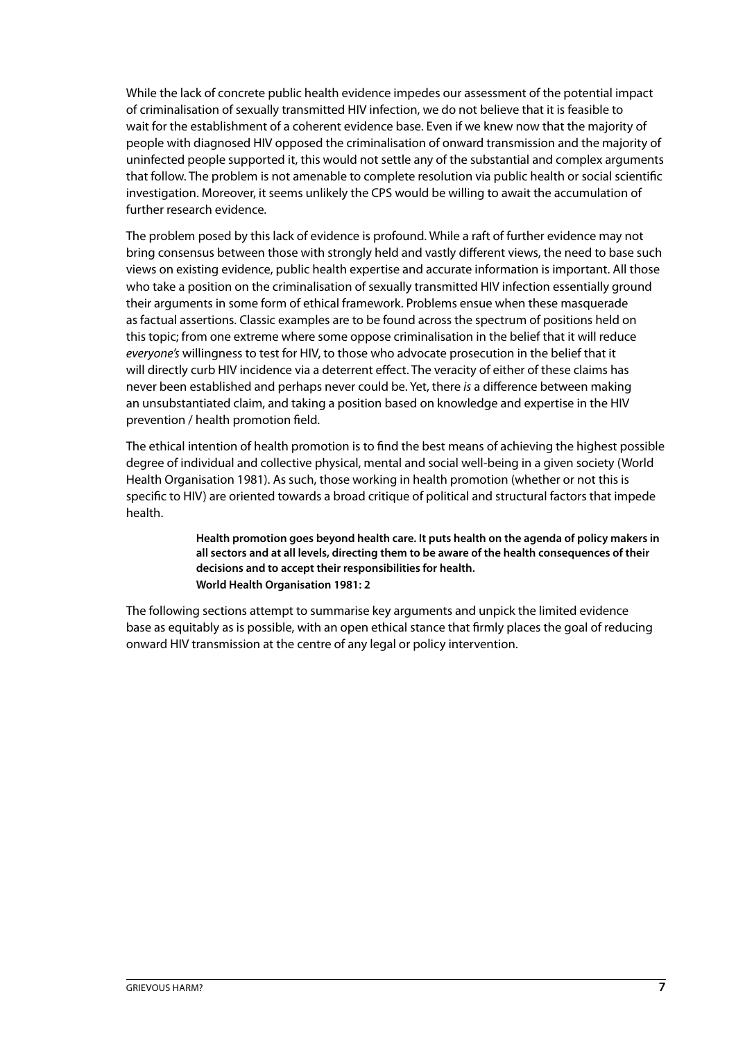While the lack of concrete public health evidence impedes our assessment of the potential impact of criminalisation of sexually transmitted HIV infection, we do not believe that it is feasible to wait for the establishment of a coherent evidence base. Even if we knew now that the majority of people with diagnosed HIV opposed the criminalisation of onward transmission and the majority of uninfected people supported it, this would not settle any of the substantial and complex arguments that follow. The problem is not amenable to complete resolution via public health or social scientific investigation. Moreover, it seems unlikely the CPS would be willing to await the accumulation of further research evidence.

The problem posed by this lack of evidence is profound. While a raft of further evidence may not bring consensus between those with strongly held and vastly different views, the need to base such views on existing evidence, public health expertise and accurate information is important. All those who take a position on the criminalisation of sexually transmitted HIV infection essentially ground their arguments in some form of ethical framework. Problems ensue when these masquerade as factual assertions. Classic examples are to be found across the spectrum of positions held on this topic; from one extreme where some oppose criminalisation in the belief that it will reduce *everyone's* willingness to test for HIV, to those who advocate prosecution in the belief that it will directly curb HIV incidence via a deterrent effect. The veracity of either of these claims has never been established and perhaps never could be. Yet, there *is* a difference between making an unsubstantiated claim, and taking a position based on knowledge and expertise in the HIV prevention / health promotion field.

The ethical intention of health promotion is to find the best means of achieving the highest possible degree of individual and collective physical, mental and social well-being in a given society (World Health Organisation 1981). As such, those working in health promotion (whether or not this is specific to HIV) are oriented towards a broad critique of political and structural factors that impede health.

> **Health promotion goes beyond health care. It puts health on the agenda of policy makers in all sectors and at all levels, directing them to be aware of the health consequences of their decisions and to accept their responsibilities for health.**
> **World Health Organisation 1981: 2**

The following sections attempt to summarise key arguments and unpick the limited evidence base as equitably as is possible, with an open ethical stance that firmly places the goal of reducing onward HIV transmission at the centre of any legal or policy intervention.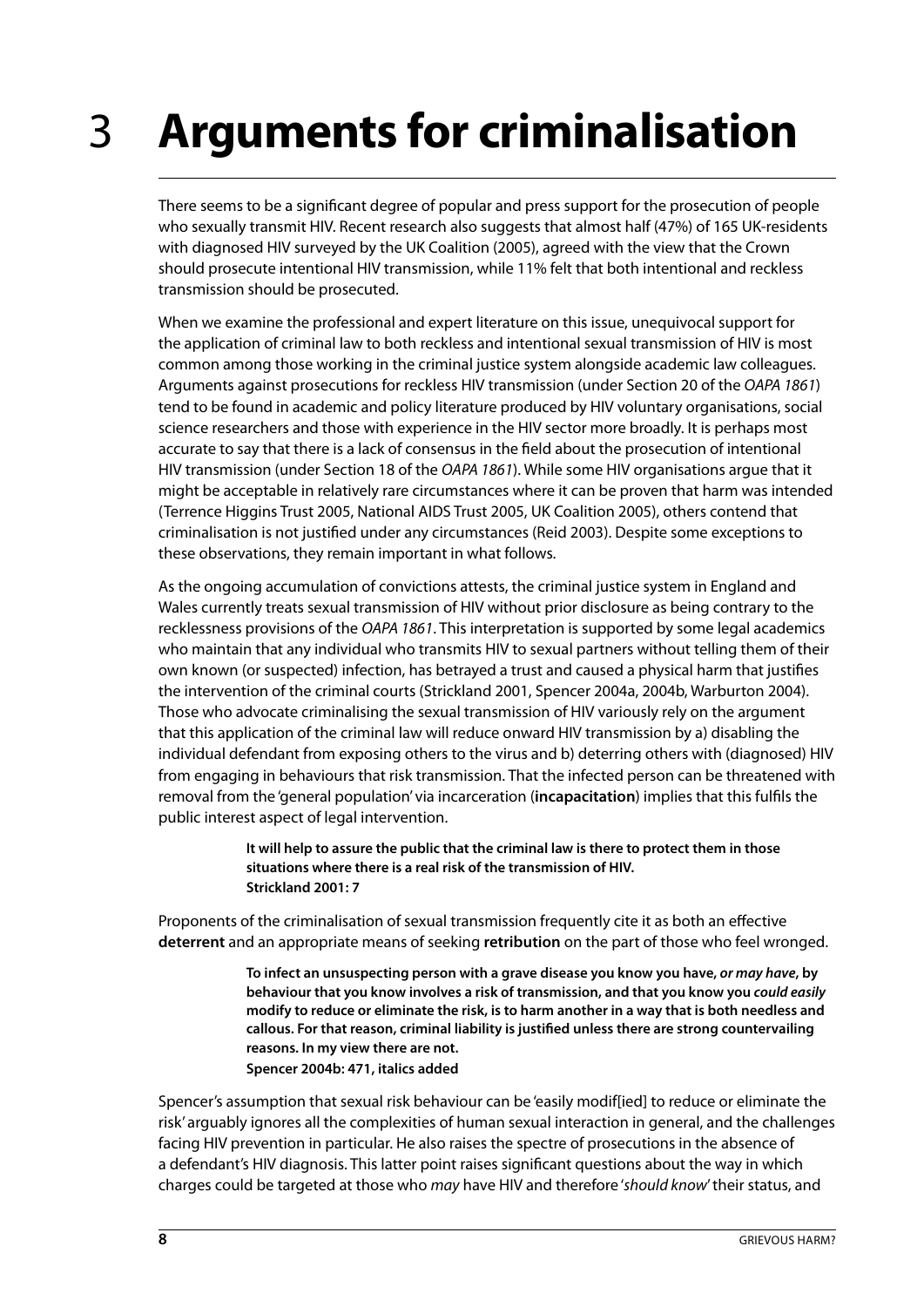# 3 Arguments for criminalisation

There seems to be a significant degree of popular and press support for the prosecution of people who sexually transmit HIV. Recent research also suggests that almost half (47%) of 165 UK-residents with diagnosed HIV surveyed by the UK Coalition (2005), agreed with the view that the Crown should prosecute intentional HIV transmission, while 11% felt that both intentional and reckless transmission should be prosecuted.

When we examine the professional and expert literature on this issue, unequivocal support for the application of criminal law to both reckless and intentional sexual transmission of HIV is most common among those working in the criminal justice system alongside academic law colleagues. Arguments against prosecutions for reckless HIV transmission (under Section 20 of the *OAPA 1861*) tend to be found in academic and policy literature produced by HIV voluntary organisations, social science researchers and those with experience in the HIV sector more broadly. It is perhaps most accurate to say that there is a lack of consensus in the field about the prosecution of intentional HIV transmission (under Section 18 of the *OAPA 1861*). While some HIV organisations argue that it might be acceptable in relatively rare circumstances where it can be proven that harm was intended (Terrence Higgins Trust 2005, National AIDS Trust 2005, UK Coalition 2005), others contend that criminalisation is not justified under any circumstances (Reid 2003). Despite some exceptions to these observations, they remain important in what follows.

As the ongoing accumulation of convictions attests, the criminal justice system in England and Wales currently treats sexual transmission of HIV without prior disclosure as being contrary to the recklessness provisions of the *OAPA 1861*. This interpretation is supported by some legal academics who maintain that any individual who transmits HIV to sexual partners without telling them of their own known (or suspected) infection, has betrayed a trust and caused a physical harm that justifies the intervention of the criminal courts (Strickland 2001, Spencer 2004a, 2004b, Warburton 2004). Those who advocate criminalising the sexual transmission of HIV variously rely on the argument that this application of the criminal law will reduce onward HIV transmission by a) disabling the individual defendant from exposing others to the virus and b) deterring others with (diagnosed) HIV from engaging in behaviours that risk transmission. That the infected person can be threatened with removal from the 'general population' via incarceration (**incapacitation**) implies that this fulfils the public interest aspect of legal intervention.

> **It will help to assure the public that the criminal law is there to protect them in those situations where there is a real risk of the transmission of HIV.**
> **Strickland 2001: 7**

Proponents of the criminalisation of sexual transmission frequently cite it as both an effective **deterrent** and an appropriate means of seeking **retribution** on the part of those who feel wronged.

> **To infect an unsuspecting person with a grave disease you know you have, *or may have*, by behaviour that you know involves a risk of transmission, and that you know you *could easily* modify to reduce or eliminate the risk, is to harm another in a way that is both needless and callous. For that reason, criminal liability is justified unless there are strong countervailing reasons. In my view there are not.**
> **Spencer 2004b: 471, italics added**

Spencer's assumption that sexual risk behaviour can be 'easily modif[ied] to reduce or eliminate the risk' arguably ignores all the complexities of human sexual interaction in general, and the challenges facing HIV prevention in particular. He also raises the spectre of prosecutions in the absence of a defendant's HIV diagnosis. This latter point raises significant questions about the way in which charges could be targeted at those who *may* have HIV and therefore '*should know*' their status, and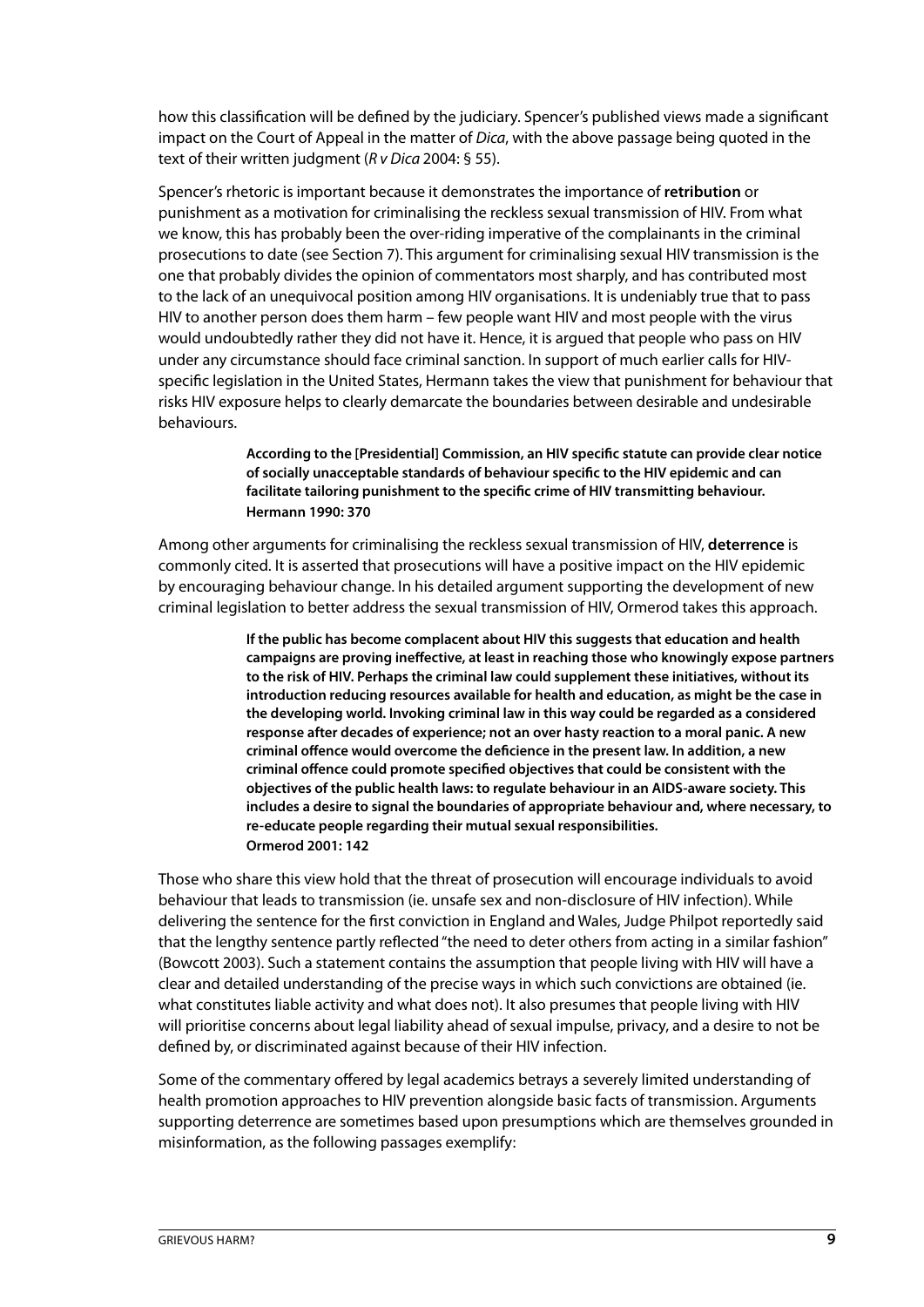how this classification will be defined by the judiciary. Spencer's published views made a significant impact on the Court of Appeal in the matter of *Dica*, with the above passage being quoted in the text of their written judgment (*R v Dica* 2004: § 55).

Spencer's rhetoric is important because it demonstrates the importance of **retribution** or punishment as a motivation for criminalising the reckless sexual transmission of HIV. From what we know, this has probably been the over-riding imperative of the complainants in the criminal prosecutions to date (see Section 7). This argument for criminalising sexual HIV transmission is the one that probably divides the opinion of commentators most sharply, and has contributed most to the lack of an unequivocal position among HIV organisations. It is undeniably true that to pass HIV to another person does them harm – few people want HIV and most people with the virus would undoubtedly rather they did not have it. Hence, it is argued that people who pass on HIV under any circumstance should face criminal sanction. In support of much earlier calls for HIV-specific legislation in the United States, Hermann takes the view that punishment for behaviour that risks HIV exposure helps to clearly demarcate the boundaries between desirable and undesirable behaviours.

> **According to the [Presidential] Commission, an HIV specific statute can provide clear notice of socially unacceptable standards of behaviour specific to the HIV epidemic and can facilitate tailoring punishment to the specific crime of HIV transmitting behaviour.**
> **Hermann 1990: 370**

Among other arguments for criminalising the reckless sexual transmission of HIV, **deterrence** is commonly cited. It is asserted that prosecutions will have a positive impact on the HIV epidemic by encouraging behaviour change. In his detailed argument supporting the development of new criminal legislation to better address the sexual transmission of HIV, Ormerod takes this approach.

> **If the public has become complacent about HIV this suggests that education and health campaigns are proving ineffective, at least in reaching those who knowingly expose partners to the risk of HIV. Perhaps the criminal law could supplement these initiatives, without its introduction reducing resources available for health and education, as might be the case in the developing world. Invoking criminal law in this way could be regarded as a considered response after decades of experience; not an over hasty reaction to a moral panic. A new criminal offence would overcome the deficience in the present law. In addition, a new criminal offence could promote specified objectives that could be consistent with the objectives of the public health laws: to regulate behaviour in an AIDS-aware society. This includes a desire to signal the boundaries of appropriate behaviour and, where necessary, to re-educate people regarding their mutual sexual responsibilities.**
> **Ormerod 2001: 142**

Those who share this view hold that the threat of prosecution will encourage individuals to avoid behaviour that leads to transmission (ie. unsafe sex and non-disclosure of HIV infection). While delivering the sentence for the first conviction in England and Wales, Judge Philpot reportedly said that the lengthy sentence partly reflected "the need to deter others from acting in a similar fashion" (Bowcott 2003). Such a statement contains the assumption that people living with HIV will have a clear and detailed understanding of the precise ways in which such convictions are obtained (ie. what constitutes liable activity and what does not). It also presumes that people living with HIV will prioritise concerns about legal liability ahead of sexual impulse, privacy, and a desire to not be defined by, or discriminated against because of their HIV infection.

Some of the commentary offered by legal academics betrays a severely limited understanding of health promotion approaches to HIV prevention alongside basic facts of transmission. Arguments supporting deterrence are sometimes based upon presumptions which are themselves grounded in misinformation, as the following passages exemplify: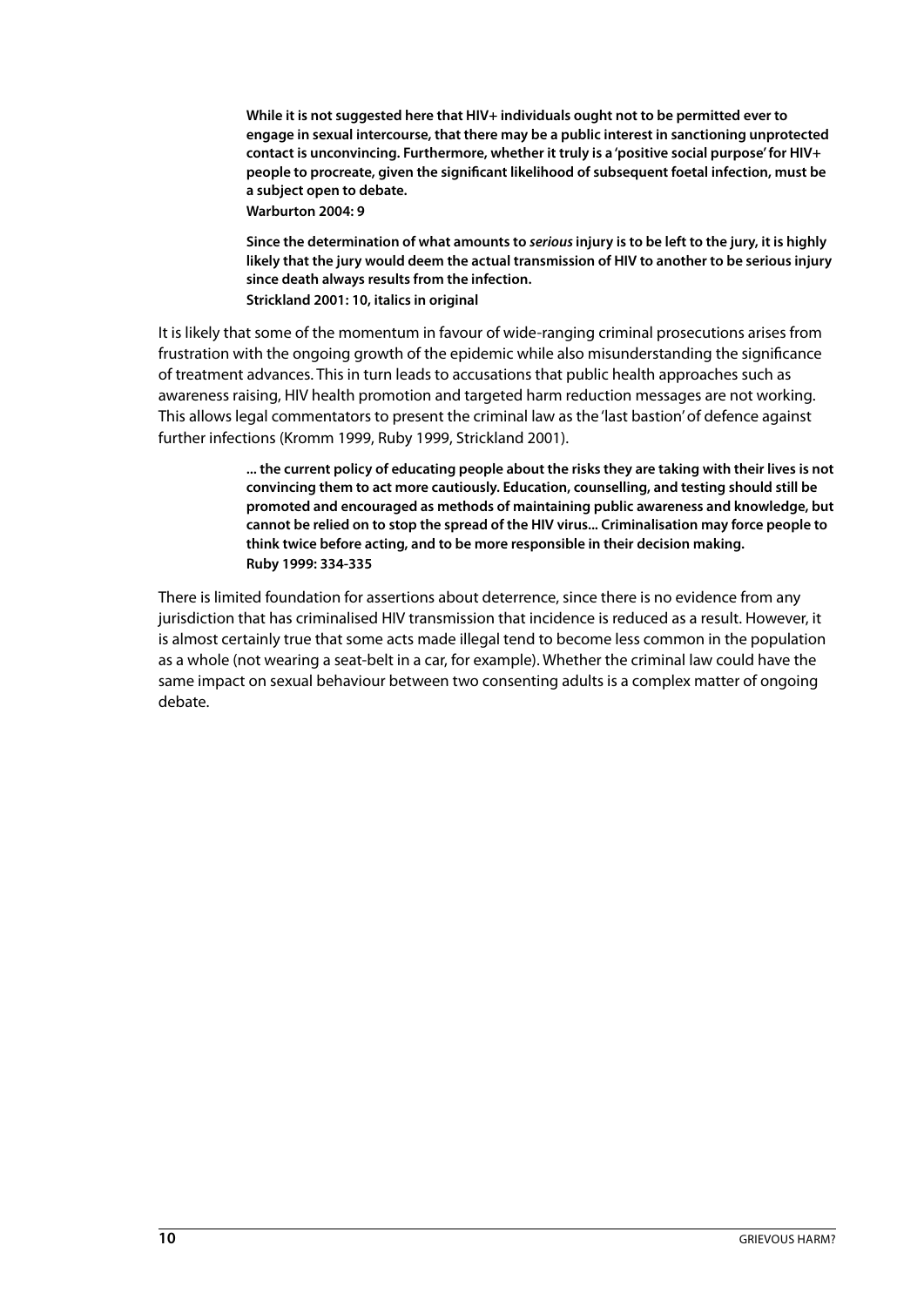> **While it is not suggested here that HIV+ individuals ought not to be permitted ever to engage in sexual intercourse, that there may be a public interest in sanctioning unprotected contact is unconvincing. Furthermore, whether it truly is a 'positive social purpose' for HIV+ people to procreate, given the significant likelihood of subsequent foetal infection, must be a subject open to debate.**
> **Warburton 2004: 9**

> **Since the determination of what amounts to *serious* injury is to be left to the jury, it is highly likely that the jury would deem the actual transmission of HIV to another to be serious injury since death always results from the infection.**
> **Strickland 2001: 10, italics in original**

It is likely that some of the momentum in favour of wide-ranging criminal prosecutions arises from frustration with the ongoing growth of the epidemic while also misunderstanding the significance of treatment advances. This in turn leads to accusations that public health approaches such as awareness raising, HIV health promotion and targeted harm reduction messages are not working. This allows legal commentators to present the criminal law as the 'last bastion' of defence against further infections (Kromm 1999, Ruby 1999, Strickland 2001).

> **... the current policy of educating people about the risks they are taking with their lives is not convincing them to act more cautiously. Education, counselling, and testing should still be promoted and encouraged as methods of maintaining public awareness and knowledge, but cannot be relied on to stop the spread of the HIV virus... Criminalisation may force people to think twice before acting, and to be more responsible in their decision making.**
> **Ruby 1999: 334-335**

There is limited foundation for assertions about deterrence, since there is no evidence from any jurisdiction that has criminalised HIV transmission that incidence is reduced as a result. However, it is almost certainly true that some acts made illegal tend to become less common in the population as a whole (not wearing a seat-belt in a car, for example). Whether the criminal law could have the same impact on sexual behaviour between two consenting adults is a complex matter of ongoing debate.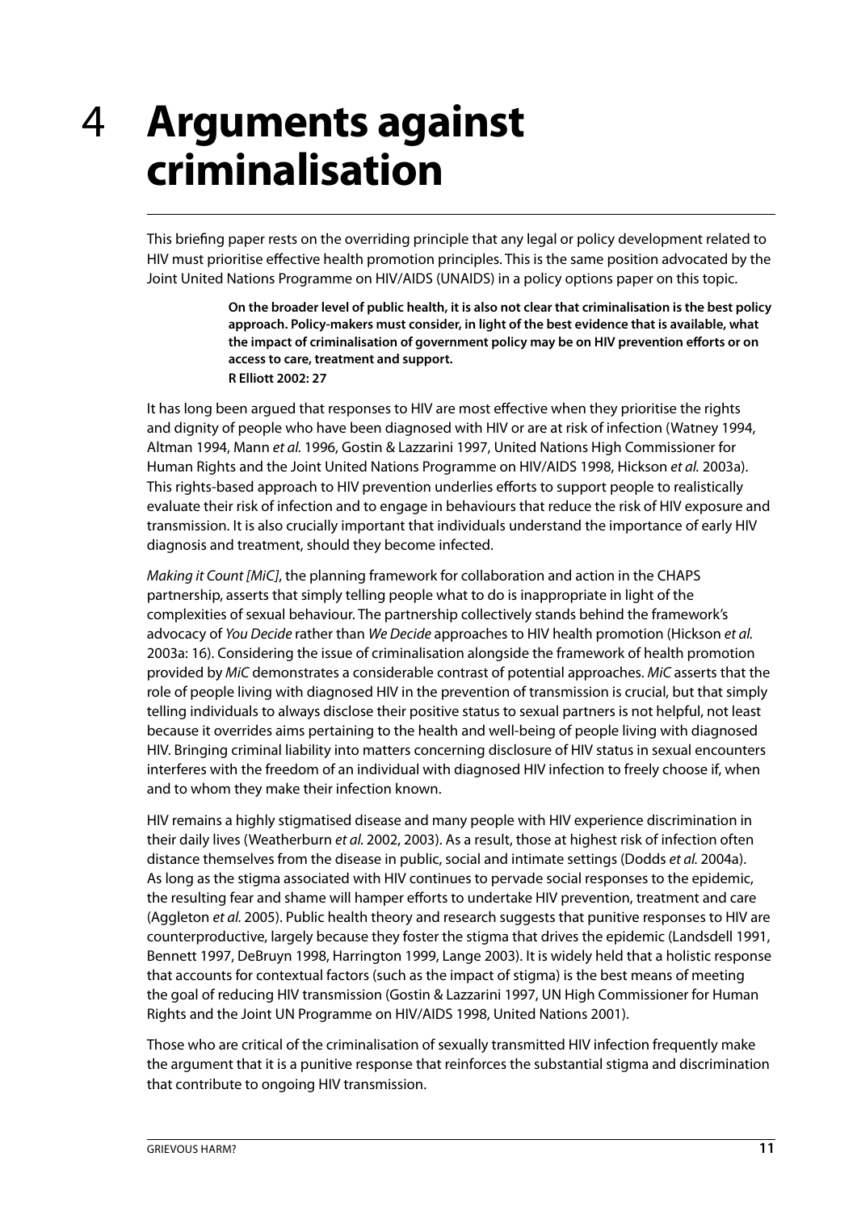# 4 Arguments against criminalisation

This briefing paper rests on the overriding principle that any legal or policy development related to HIV must prioritise effective health promotion principles. This is the same position advocated by the Joint United Nations Programme on HIV/AIDS (UNAIDS) in a policy options paper on this topic.

> **On the broader level of public health, it is also not clear that criminalisation is the best policy approach. Policy-makers must consider, in light of the best evidence that is available, what the impact of criminalisation of government policy may be on HIV prevention efforts or on access to care, treatment and support.**
> **R Elliott 2002: 27**

It has long been argued that responses to HIV are most effective when they prioritise the rights and dignity of people who have been diagnosed with HIV or are at risk of infection (Watney 1994, Altman 1994, Mann *et al.* 1996, Gostin & Lazzarini 1997, United Nations High Commissioner for Human Rights and the Joint United Nations Programme on HIV/AIDS 1998, Hickson *et al.* 2003a). This rights-based approach to HIV prevention underlies efforts to support people to realistically evaluate their risk of infection and to engage in behaviours that reduce the risk of HIV exposure and transmission. It is also crucially important that individuals understand the importance of early HIV diagnosis and treatment, should they become infected.

*Making it Count [MiC]*, the planning framework for collaboration and action in the CHAPS partnership, asserts that simply telling people what to do is inappropriate in light of the complexities of sexual behaviour. The partnership collectively stands behind the framework's advocacy of *You Decide* rather than *We Decide* approaches to HIV health promotion (Hickson *et al.* 2003a: 16). Considering the issue of criminalisation alongside the framework of health promotion provided by *MiC* demonstrates a considerable contrast of potential approaches. *MiC* asserts that the role of people living with diagnosed HIV in the prevention of transmission is crucial, but that simply telling individuals to always disclose their positive status to sexual partners is not helpful, not least because it overrides aims pertaining to the health and well-being of people living with diagnosed HIV. Bringing criminal liability into matters concerning disclosure of HIV status in sexual encounters interferes with the freedom of an individual with diagnosed HIV infection to freely choose if, when and to whom they make their infection known.

HIV remains a highly stigmatised disease and many people with HIV experience discrimination in their daily lives (Weatherburn *et al.* 2002, 2003). As a result, those at highest risk of infection often distance themselves from the disease in public, social and intimate settings (Dodds *et al.* 2004a). As long as the stigma associated with HIV continues to pervade social responses to the epidemic, the resulting fear and shame will hamper efforts to undertake HIV prevention, treatment and care (Aggleton *et al.* 2005). Public health theory and research suggests that punitive responses to HIV are counterproductive, largely because they foster the stigma that drives the epidemic (Landsdell 1991, Bennett 1997, DeBruyn 1998, Harrington 1999, Lange 2003). It is widely held that a holistic response that accounts for contextual factors (such as the impact of stigma) is the best means of meeting the goal of reducing HIV transmission (Gostin & Lazzarini 1997, UN High Commissioner for Human Rights and the Joint UN Programme on HIV/AIDS 1998, United Nations 2001).

Those who are critical of the criminalisation of sexually transmitted HIV infection frequently make the argument that it is a punitive response that reinforces the substantial stigma and discrimination that contribute to ongoing HIV transmission.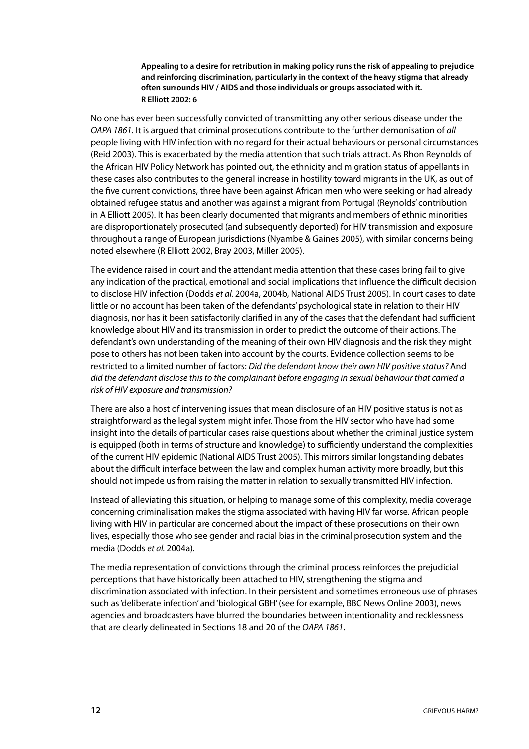> **Appealing to a desire for retribution in making policy runs the risk of appealing to prejudice and reinforcing discrimination, particularly in the context of the heavy stigma that already often surrounds HIV / AIDS and those individuals or groups associated with it.**
> **R Elliott 2002: 6**

No one has ever been successfully convicted of transmitting any other serious disease under the *OAPA 1861*. It is argued that criminal prosecutions contribute to the further demonisation of *all* people living with HIV infection with no regard for their actual behaviours or personal circumstances (Reid 2003). This is exacerbated by the media attention that such trials attract. As Rhon Reynolds of the African HIV Policy Network has pointed out, the ethnicity and migration status of appellants in these cases also contributes to the general increase in hostility toward migrants in the UK, as out of the five current convictions, three have been against African men who were seeking or had already obtained refugee status and another was against a migrant from Portugal (Reynolds' contribution in A Elliott 2005). It has been clearly documented that migrants and members of ethnic minorities are disproportionately prosecuted (and subsequently deported) for HIV transmission and exposure throughout a range of European jurisdictions (Nyambe & Gaines 2005), with similar concerns being noted elsewhere (R Elliott 2002, Bray 2003, Miller 2005).

The evidence raised in court and the attendant media attention that these cases bring fail to give any indication of the practical, emotional and social implications that influence the difficult decision to disclose HIV infection (Dodds *et al.* 2004a, 2004b, National AIDS Trust 2005). In court cases to date little or no account has been taken of the defendants' psychological state in relation to their HIV diagnosis, nor has it been satisfactorily clarified in any of the cases that the defendant had sufficient knowledge about HIV and its transmission in order to predict the outcome of their actions. The defendant's own understanding of the meaning of their own HIV diagnosis and the risk they might pose to others has not been taken into account by the courts. Evidence collection seems to be restricted to a limited number of factors: *Did the defendant know their own HIV positive status?* And *did the defendant disclose this to the complainant before engaging in sexual behaviour that carried a risk of HIV exposure and transmission?*

There are also a host of intervening issues that mean disclosure of an HIV positive status is not as straightforward as the legal system might infer. Those from the HIV sector who have had some insight into the details of particular cases raise questions about whether the criminal justice system is equipped (both in terms of structure and knowledge) to sufficiently understand the complexities of the current HIV epidemic (National AIDS Trust 2005). This mirrors similar longstanding debates about the difficult interface between the law and complex human activity more broadly, but this should not impede us from raising the matter in relation to sexually transmitted HIV infection.

Instead of alleviating this situation, or helping to manage some of this complexity, media coverage concerning criminalisation makes the stigma associated with having HIV far worse. African people living with HIV in particular are concerned about the impact of these prosecutions on their own lives, especially those who see gender and racial bias in the criminal prosecution system and the media (Dodds *et al.* 2004a).

The media representation of convictions through the criminal process reinforces the prejudicial perceptions that have historically been attached to HIV, strengthening the stigma and discrimination associated with infection. In their persistent and sometimes erroneous use of phrases such as 'deliberate infection' and 'biological GBH' (see for example, BBC News Online 2003), news agencies and broadcasters have blurred the boundaries between intentionality and recklessness that are clearly delineated in Sections 18 and 20 of the *OAPA 1861*.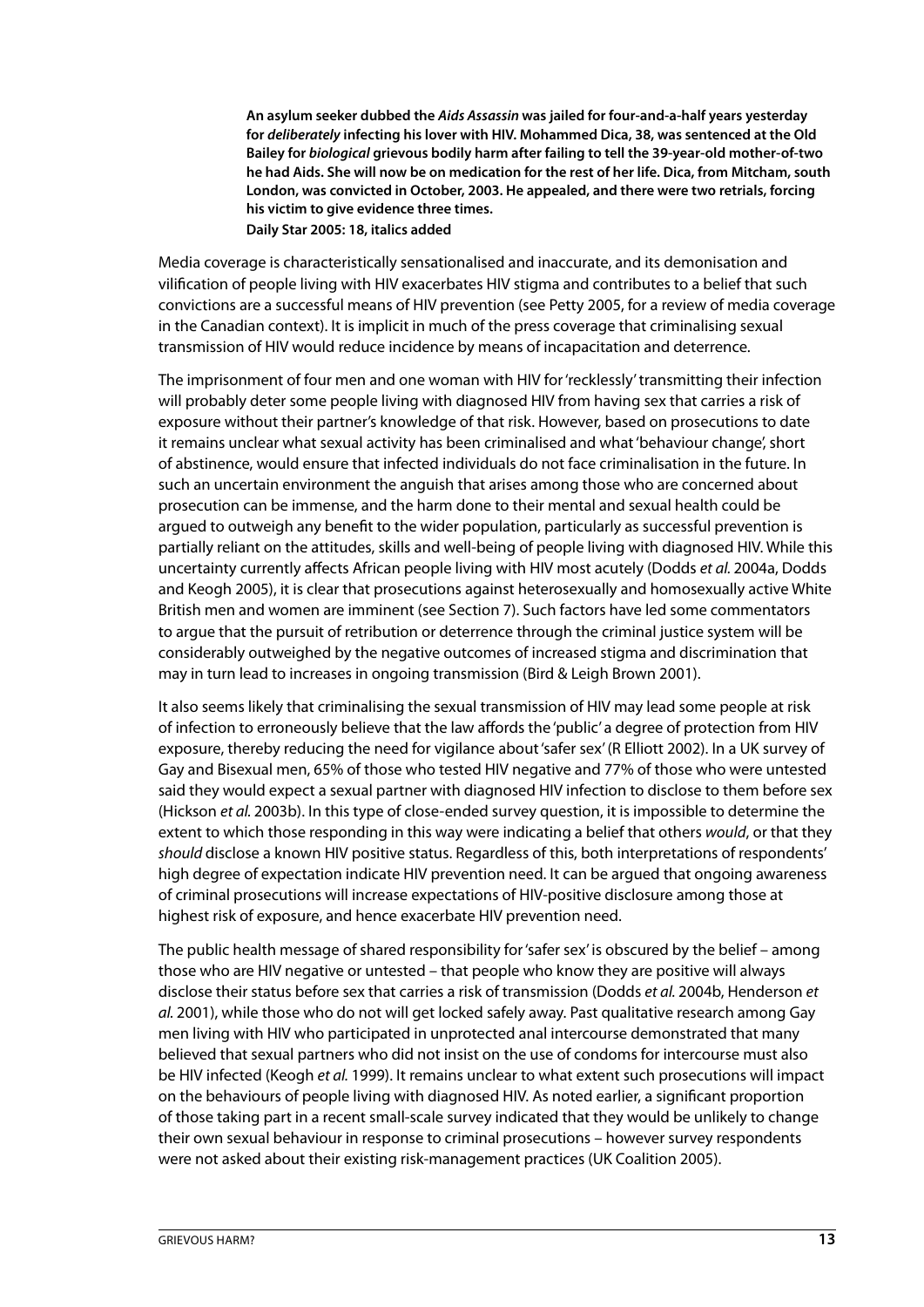> **An asylum seeker dubbed the *Aids Assassin* was jailed for four-and-a-half years yesterday for *deliberately* infecting his lover with HIV. Mohammed Dica, 38, was sentenced at the Old Bailey for *biological* grievous bodily harm after failing to tell the 39-year-old mother-of-two he had Aids. She will now be on medication for the rest of her life. Dica, from Mitcham, south London, was convicted in October, 2003. He appealed, and there were two retrials, forcing his victim to give evidence three times.**
> **Daily Star 2005: 18, italics added**

Media coverage is characteristically sensationalised and inaccurate, and its demonisation and vilification of people living with HIV exacerbates HIV stigma and contributes to a belief that such convictions are a successful means of HIV prevention (see Petty 2005, for a review of media coverage in the Canadian context). It is implicit in much of the press coverage that criminalising sexual transmission of HIV would reduce incidence by means of incapacitation and deterrence.

The imprisonment of four men and one woman with HIV for 'recklessly' transmitting their infection will probably deter some people living with diagnosed HIV from having sex that carries a risk of exposure without their partner's knowledge of that risk. However, based on prosecutions to date it remains unclear what sexual activity has been criminalised and what 'behaviour change', short of abstinence, would ensure that infected individuals do not face criminalisation in the future. In such an uncertain environment the anguish that arises among those who are concerned about prosecution can be immense, and the harm done to their mental and sexual health could be argued to outweigh any benefit to the wider population, particularly as successful prevention is partially reliant on the attitudes, skills and well-being of people living with diagnosed HIV. While this uncertainty currently affects African people living with HIV most acutely (Dodds *et al.* 2004a, Dodds and Keogh 2005), it is clear that prosecutions against heterosexually and homosexually active White British men and women are imminent (see Section 7). Such factors have led some commentators to argue that the pursuit of retribution or deterrence through the criminal justice system will be considerably outweighed by the negative outcomes of increased stigma and discrimination that may in turn lead to increases in ongoing transmission (Bird & Leigh Brown 2001).

It also seems likely that criminalising the sexual transmission of HIV may lead some people at risk of infection to erroneously believe that the law affords the 'public' a degree of protection from HIV exposure, thereby reducing the need for vigilance about 'safer sex' (R Elliott 2002). In a UK survey of Gay and Bisexual men, 65% of those who tested HIV negative and 77% of those who were untested said they would expect a sexual partner with diagnosed HIV infection to disclose to them before sex (Hickson *et al.* 2003b). In this type of close-ended survey question, it is impossible to determine the extent to which those responding in this way were indicating a belief that others *would*, or that they *should* disclose a known HIV positive status. Regardless of this, both interpretations of respondents' high degree of expectation indicate HIV prevention need. It can be argued that ongoing awareness of criminal prosecutions will increase expectations of HIV-positive disclosure among those at highest risk of exposure, and hence exacerbate HIV prevention need.

The public health message of shared responsibility for 'safer sex' is obscured by the belief – among those who are HIV negative or untested – that people who know they are positive will always disclose their status before sex that carries a risk of transmission (Dodds *et al.* 2004b, Henderson *et al.* 2001), while those who do not will get locked safely away. Past qualitative research among Gay men living with HIV who participated in unprotected anal intercourse demonstrated that many believed that sexual partners who did not insist on the use of condoms for intercourse must also be HIV infected (Keogh *et al.* 1999). It remains unclear to what extent such prosecutions will impact on the behaviours of people living with diagnosed HIV. As noted earlier, a significant proportion of those taking part in a recent small-scale survey indicated that they would be unlikely to change their own sexual behaviour in response to criminal prosecutions – however survey respondents were not asked about their existing risk-management practices (UK Coalition 2005).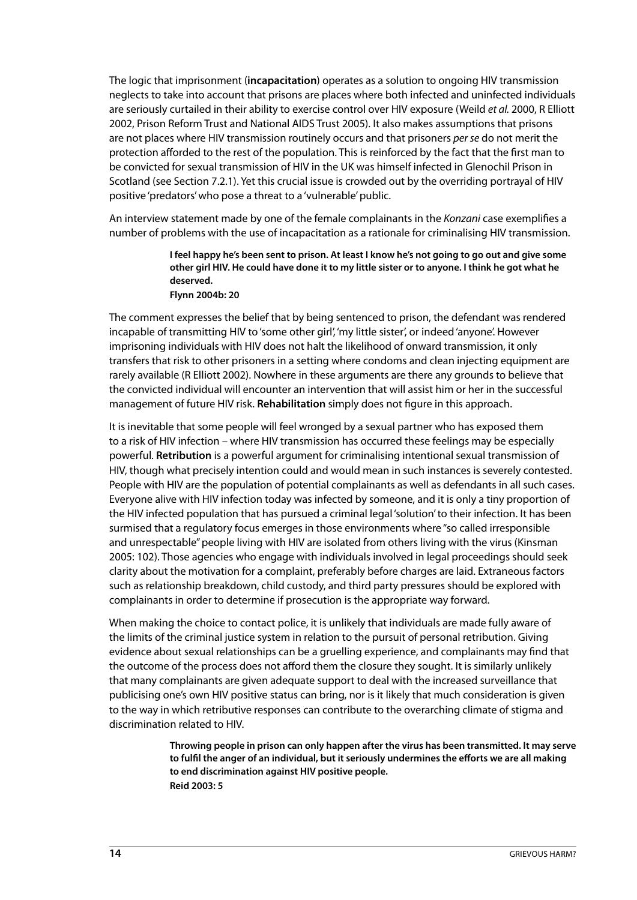The logic that imprisonment (**incapacitation**) operates as a solution to ongoing HIV transmission neglects to take into account that prisons are places where both infected and uninfected individuals are seriously curtailed in their ability to exercise control over HIV exposure (Weild *et al.* 2000, R Elliott 2002, Prison Reform Trust and National AIDS Trust 2005). It also makes assumptions that prisons are not places where HIV transmission routinely occurs and that prisoners *per se* do not merit the protection afforded to the rest of the population. This is reinforced by the fact that the first man to be convicted for sexual transmission of HIV in the UK was himself infected in Glenochil Prison in Scotland (see Section 7.2.1). Yet this crucial issue is crowded out by the overriding portrayal of HIV positive 'predators' who pose a threat to a 'vulnerable' public.

An interview statement made by one of the female complainants in the *Konzani* case exemplifies a number of problems with the use of incapacitation as a rationale for criminalising HIV transmission.

> **I feel happy he's been sent to prison. At least I know he's not going to go out and give some other girl HIV. He could have done it to my little sister or to anyone. I think he got what he deserved.**
> **Flynn 2004b: 20**

The comment expresses the belief that by being sentenced to prison, the defendant was rendered incapable of transmitting HIV to 'some other girl', 'my little sister', or indeed 'anyone'. However imprisoning individuals with HIV does not halt the likelihood of onward transmission, it only transfers that risk to other prisoners in a setting where condoms and clean injecting equipment are rarely available (R Elliott 2002). Nowhere in these arguments are there any grounds to believe that the convicted individual will encounter an intervention that will assist him or her in the successful management of future HIV risk. **Rehabilitation** simply does not figure in this approach.

It is inevitable that some people will feel wronged by a sexual partner who has exposed them to a risk of HIV infection – where HIV transmission has occurred these feelings may be especially powerful. **Retribution** is a powerful argument for criminalising intentional sexual transmission of HIV, though what precisely intention could and would mean in such instances is severely contested. People with HIV are the population of potential complainants as well as defendants in all such cases. Everyone alive with HIV infection today was infected by someone, and it is only a tiny proportion of the HIV infected population that has pursued a criminal legal 'solution' to their infection. It has been surmised that a regulatory focus emerges in those environments where "so called irresponsible and unrespectable" people living with HIV are isolated from others living with the virus (Kinsman 2005: 102). Those agencies who engage with individuals involved in legal proceedings should seek clarity about the motivation for a complaint, preferably before charges are laid. Extraneous factors such as relationship breakdown, child custody, and third party pressures should be explored with complainants in order to determine if prosecution is the appropriate way forward.

When making the choice to contact police, it is unlikely that individuals are made fully aware of the limits of the criminal justice system in relation to the pursuit of personal retribution. Giving evidence about sexual relationships can be a gruelling experience, and complainants may find that the outcome of the process does not afford them the closure they sought. It is similarly unlikely that many complainants are given adequate support to deal with the increased surveillance that publicising one's own HIV positive status can bring, nor is it likely that much consideration is given to the way in which retributive responses can contribute to the overarching climate of stigma and discrimination related to HIV.

> **Throwing people in prison can only happen after the virus has been transmitted. It may serve to fulfil the anger of an individual, but it seriously undermines the efforts we are all making to end discrimination against HIV positive people.**
> **Reid 2003: 5**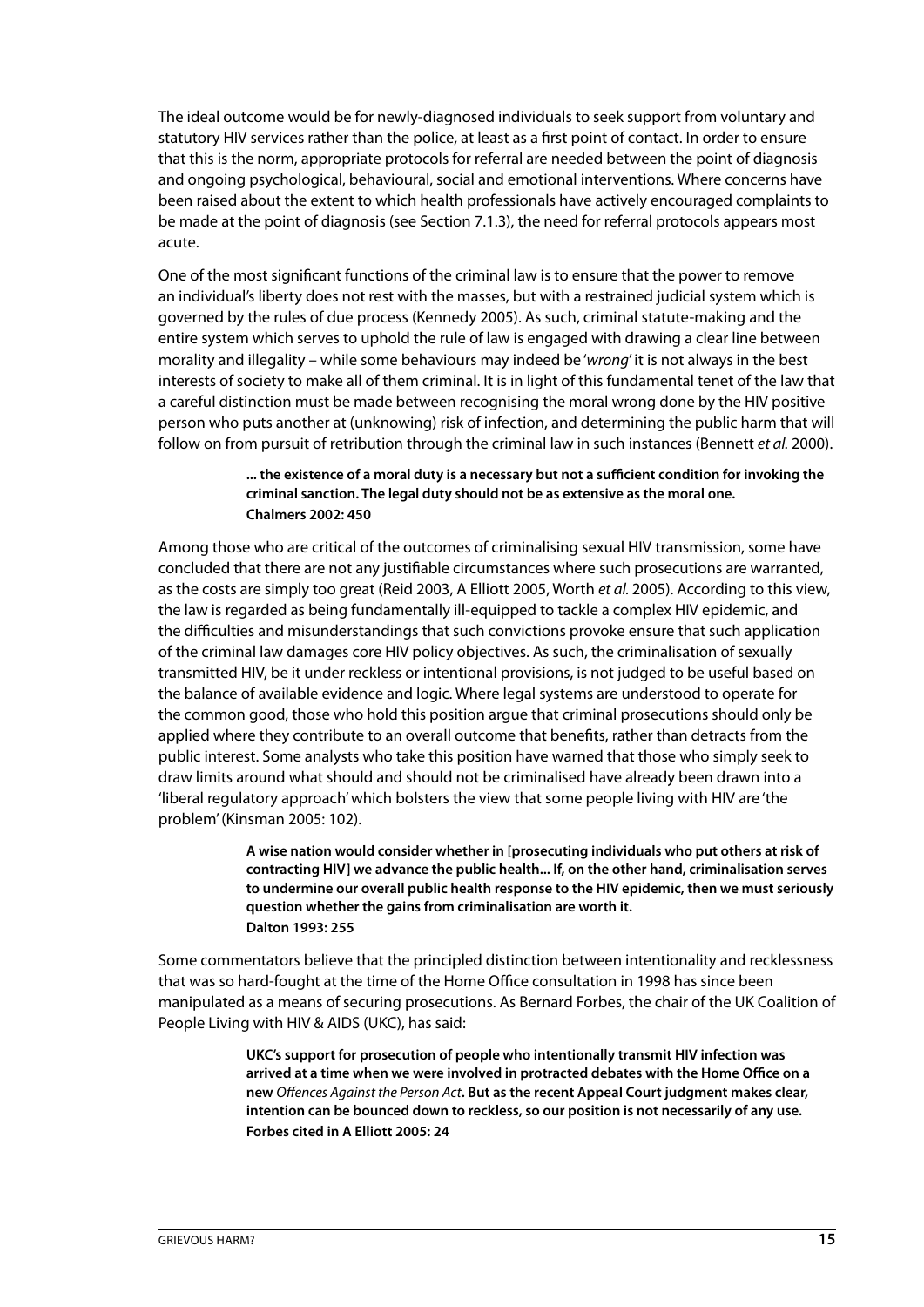The ideal outcome would be for newly-diagnosed individuals to seek support from voluntary and statutory HIV services rather than the police, at least as a first point of contact. In order to ensure that this is the norm, appropriate protocols for referral are needed between the point of diagnosis and ongoing psychological, behavioural, social and emotional interventions. Where concerns have been raised about the extent to which health professionals have actively encouraged complaints to be made at the point of diagnosis (see Section 7.1.3), the need for referral protocols appears most acute.

One of the most significant functions of the criminal law is to ensure that the power to remove an individual's liberty does not rest with the masses, but with a restrained judicial system which is governed by the rules of due process (Kennedy 2005). As such, criminal statute-making and the entire system which serves to uphold the rule of law is engaged with drawing a clear line between morality and illegality – while some behaviours may indeed be '*wrong*' it is not always in the best interests of society to make all of them criminal. It is in light of this fundamental tenet of the law that a careful distinction must be made between recognising the moral wrong done by the HIV positive person who puts another at (unknowing) risk of infection, and determining the public harm that will follow on from pursuit of retribution through the criminal law in such instances (Bennett *et al.* 2000).

> **... the existence of a moral duty is a necessary but not a sufficient condition for invoking the criminal sanction. The legal duty should not be as extensive as the moral one.**
> **Chalmers 2002: 450**

Among those who are critical of the outcomes of criminalising sexual HIV transmission, some have concluded that there are not any justifiable circumstances where such prosecutions are warranted, as the costs are simply too great (Reid 2003, A Elliott 2005, Worth *et al.* 2005). According to this view, the law is regarded as being fundamentally ill-equipped to tackle a complex HIV epidemic, and the difficulties and misunderstandings that such convictions provoke ensure that such application of the criminal law damages core HIV policy objectives. As such, the criminalisation of sexually transmitted HIV, be it under reckless or intentional provisions, is not judged to be useful based on the balance of available evidence and logic. Where legal systems are understood to operate for the common good, those who hold this position argue that criminal prosecutions should only be applied where they contribute to an overall outcome that benefits, rather than detracts from the public interest. Some analysts who take this position have warned that those who simply seek to draw limits around what should and should not be criminalised have already been drawn into a 'liberal regulatory approach' which bolsters the view that some people living with HIV are 'the problem' (Kinsman 2005: 102).

> **A wise nation would consider whether in [prosecuting individuals who put others at risk of contracting HIV] we advance the public health... If, on the other hand, criminalisation serves to undermine our overall public health response to the HIV epidemic, then we must seriously question whether the gains from criminalisation are worth it.**
> **Dalton 1993: 255**

Some commentators believe that the principled distinction between intentionality and recklessness that was so hard-fought at the time of the Home Office consultation in 1998 has since been manipulated as a means of securing prosecutions. As Bernard Forbes, the chair of the UK Coalition of People Living with HIV & AIDS (UKC), has said:

> **UKC's support for prosecution of people who intentionally transmit HIV infection was arrived at a time when we were involved in protracted debates with the Home Office on a new** ***Offences Against the Person Act*****. But as the recent Appeal Court judgment makes clear, intention can be bounced down to reckless, so our position is not necessarily of any use.**
> **Forbes cited in A Elliott 2005: 24**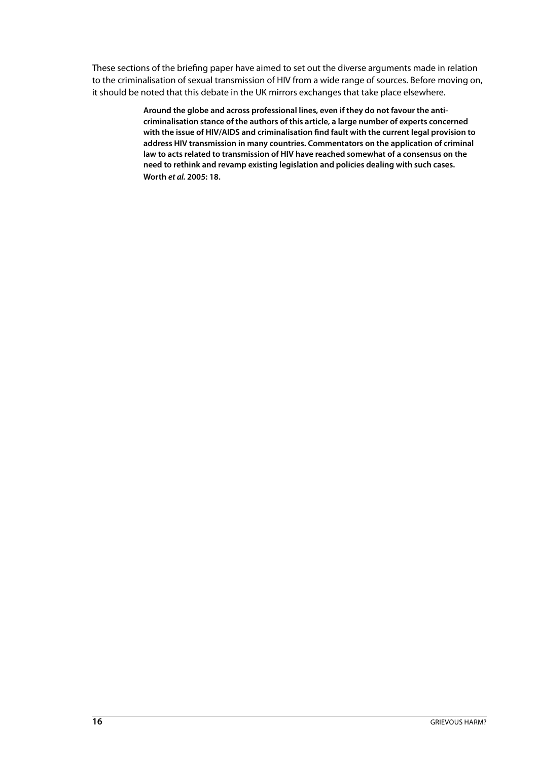These sections of the briefing paper have aimed to set out the diverse arguments made in relation to the criminalisation of sexual transmission of HIV from a wide range of sources. Before moving on, it should be noted that this debate in the UK mirrors exchanges that take place elsewhere.

> **Around the globe and across professional lines, even if they do not favour the anti-criminalisation stance of the authors of this article, a large number of experts concerned with the issue of HIV/AIDS and criminalisation find fault with the current legal provision to address HIV transmission in many countries. Commentators on the application of criminal law to acts related to transmission of HIV have reached somewhat of a consensus on the need to rethink and revamp existing legislation and policies dealing with such cases.**
> **Worth *et al.* 2005: 18.**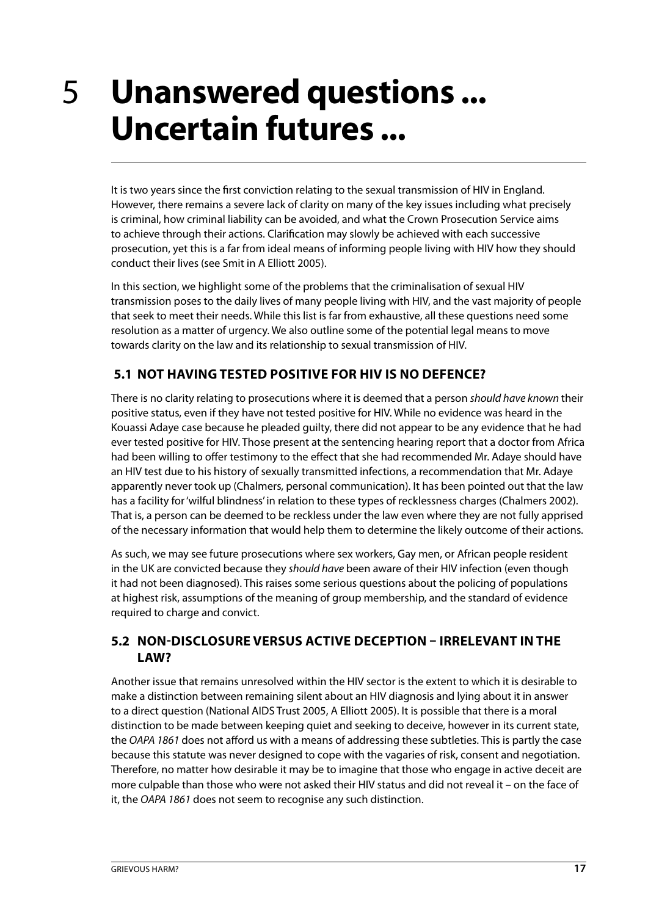# 5 Unanswered questions ... Uncertain futures ...

It is two years since the first conviction relating to the sexual transmission of HIV in England. However, there remains a severe lack of clarity on many of the key issues including what precisely is criminal, how criminal liability can be avoided, and what the Crown Prosecution Service aims to achieve through their actions. Clarification may slowly be achieved with each successive prosecution, yet this is a far from ideal means of informing people living with HIV how they should conduct their lives (see Smit in A Elliott 2005).

In this section, we highlight some of the problems that the criminalisation of sexual HIV transmission poses to the daily lives of many people living with HIV, and the vast majority of people that seek to meet their needs. While this list is far from exhaustive, all these questions need some resolution as a matter of urgency. We also outline some of the potential legal means to move towards clarity on the law and its relationship to sexual transmission of HIV.

## 5.1 NOT HAVING TESTED POSITIVE FOR HIV IS NO DEFENCE?

There is no clarity relating to prosecutions where it is deemed that a person *should have known* their positive status, even if they have not tested positive for HIV. While no evidence was heard in the Kouassi Adaye case because he pleaded guilty, there did not appear to be any evidence that he had ever tested positive for HIV. Those present at the sentencing hearing report that a doctor from Africa had been willing to offer testimony to the effect that she had recommended Mr. Adaye should have an HIV test due to his history of sexually transmitted infections, a recommendation that Mr. Adaye apparently never took up (Chalmers, personal communication). It has been pointed out that the law has a facility for 'wilful blindness' in relation to these types of recklessness charges (Chalmers 2002). That is, a person can be deemed to be reckless under the law even where they are not fully apprised of the necessary information that would help them to determine the likely outcome of their actions.

As such, we may see future prosecutions where sex workers, Gay men, or African people resident in the UK are convicted because they *should have* been aware of their HIV infection (even though it had not been diagnosed). This raises some serious questions about the policing of populations at highest risk, assumptions of the meaning of group membership, and the standard of evidence required to charge and convict.

## 5.2 NON-DISCLOSURE VERSUS ACTIVE DECEPTION – IRRELEVANT IN THE LAW?

Another issue that remains unresolved within the HIV sector is the extent to which it is desirable to make a distinction between remaining silent about an HIV diagnosis and lying about it in answer to a direct question (National AIDS Trust 2005, A Elliott 2005). It is possible that there is a moral distinction to be made between keeping quiet and seeking to deceive, however in its current state, the *OAPA 1861* does not afford us with a means of addressing these subtleties. This is partly the case because this statute was never designed to cope with the vagaries of risk, consent and negotiation. Therefore, no matter how desirable it may be to imagine that those who engage in active deceit are more culpable than those who were not asked their HIV status and did not reveal it – on the face of it, the *OAPA 1861* does not seem to recognise any such distinction.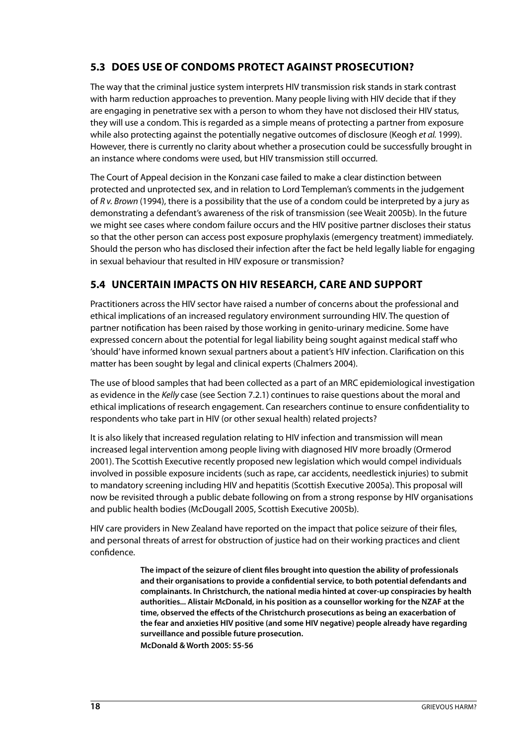## 5.3 DOES USE OF CONDOMS PROTECT AGAINST PROSECUTION?

The way that the criminal justice system interprets HIV transmission risk stands in stark contrast with harm reduction approaches to prevention. Many people living with HIV decide that if they are engaging in penetrative sex with a person to whom they have not disclosed their HIV status, they will use a condom. This is regarded as a simple means of protecting a partner from exposure while also protecting against the potentially negative outcomes of disclosure (Keogh *et al.* 1999). However, there is currently no clarity about whether a prosecution could be successfully brought in an instance where condoms were used, but HIV transmission still occurred.

The Court of Appeal decision in the Konzani case failed to make a clear distinction between protected and unprotected sex, and in relation to Lord Templeman's comments in the judgement of *R v. Brown* (1994), there is a possibility that the use of a condom could be interpreted by a jury as demonstrating a defendant's awareness of the risk of transmission (see Weait 2005b). In the future we might see cases where condom failure occurs and the HIV positive partner discloses their status so that the other person can access post exposure prophylaxis (emergency treatment) immediately. Should the person who has disclosed their infection after the fact be held legally liable for engaging in sexual behaviour that resulted in HIV exposure or transmission?

## 5.4 UNCERTAIN IMPACTS ON HIV RESEARCH, CARE AND SUPPORT

Practitioners across the HIV sector have raised a number of concerns about the professional and ethical implications of an increased regulatory environment surrounding HIV. The question of partner notification has been raised by those working in genito-urinary medicine. Some have expressed concern about the potential for legal liability being sought against medical staff who 'should' have informed known sexual partners about a patient's HIV infection. Clarification on this matter has been sought by legal and clinical experts (Chalmers 2004).

The use of blood samples that had been collected as a part of an MRC epidemiological investigation as evidence in the *Kelly* case (see Section 7.2.1) continues to raise questions about the moral and ethical implications of research engagement. Can researchers continue to ensure confidentiality to respondents who take part in HIV (or other sexual health) related projects?

It is also likely that increased regulation relating to HIV infection and transmission will mean increased legal intervention among people living with diagnosed HIV more broadly (Ormerod 2001). The Scottish Executive recently proposed new legislation which would compel individuals involved in possible exposure incidents (such as rape, car accidents, needlestick injuries) to submit to mandatory screening including HIV and hepatitis (Scottish Executive 2005a). This proposal will now be revisited through a public debate following on from a strong response by HIV organisations and public health bodies (McDougall 2005, Scottish Executive 2005b).

HIV care providers in New Zealand have reported on the impact that police seizure of their files, and personal threats of arrest for obstruction of justice had on their working practices and client confidence.

> **The impact of the seizure of client files brought into question the ability of professionals and their organisations to provide a confidential service, to both potential defendants and complainants. In Christchurch, the national media hinted at cover-up conspiracies by health authorities... Alistair McDonald, in his position as a counsellor working for the NZAF at the time, observed the effects of the Christchurch prosecutions as being an exacerbation of the fear and anxieties HIV positive (and some HIV negative) people already have regarding surveillance and possible future prosecution.**
>
> **McDonald & Worth 2005: 55-56**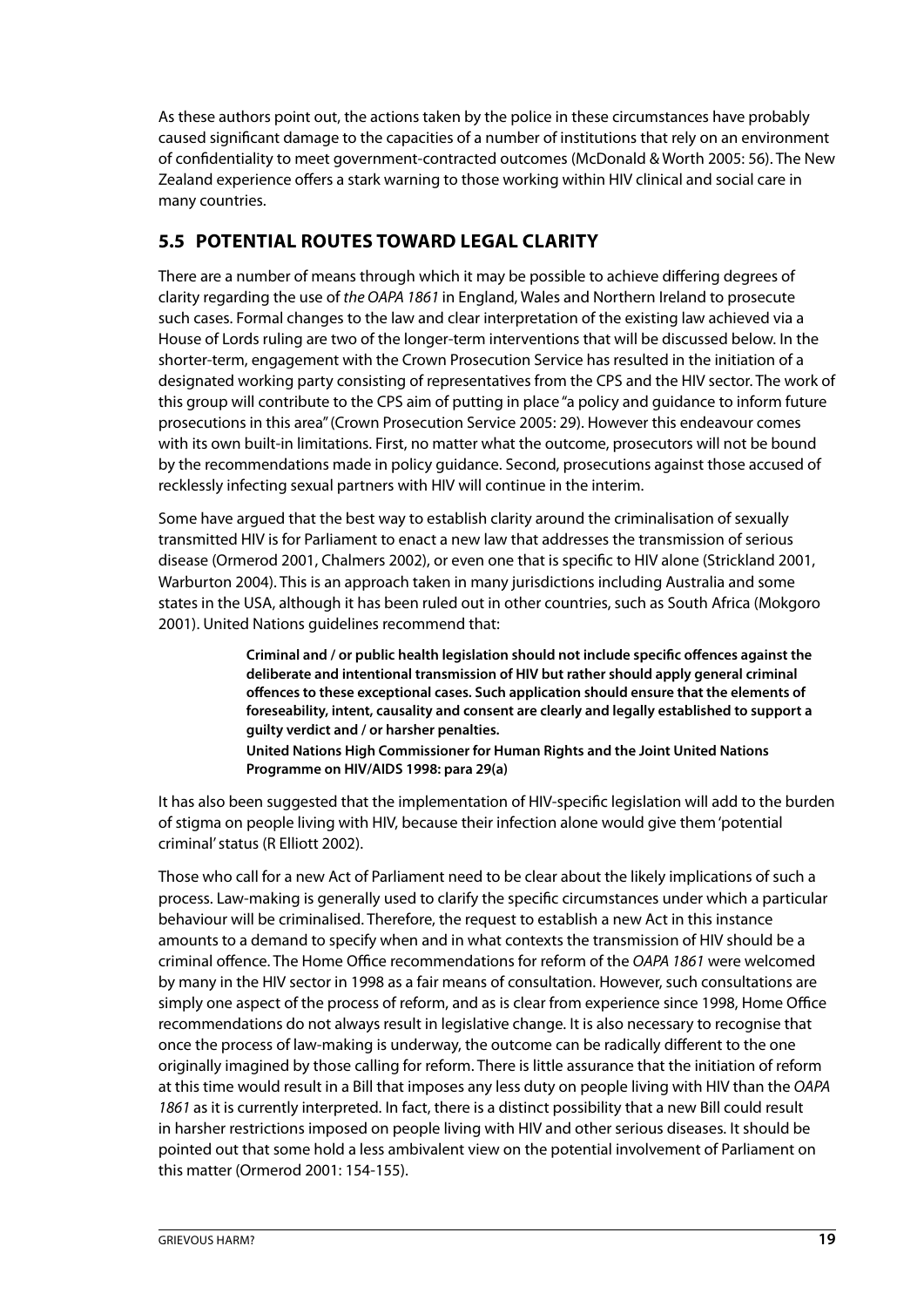As these authors point out, the actions taken by the police in these circumstances have probably caused significant damage to the capacities of a number of institutions that rely on an environment of confidentiality to meet government-contracted outcomes (McDonald & Worth 2005: 56). The New Zealand experience offers a stark warning to those working within HIV clinical and social care in many countries.

## 5.5 POTENTIAL ROUTES TOWARD LEGAL CLARITY

There are a number of means through which it may be possible to achieve differing degrees of clarity regarding the use of *the OAPA 1861* in England, Wales and Northern Ireland to prosecute such cases. Formal changes to the law and clear interpretation of the existing law achieved via a House of Lords ruling are two of the longer-term interventions that will be discussed below. In the shorter-term, engagement with the Crown Prosecution Service has resulted in the initiation of a designated working party consisting of representatives from the CPS and the HIV sector. The work of this group will contribute to the CPS aim of putting in place "a policy and guidance to inform future prosecutions in this area" (Crown Prosecution Service 2005: 29). However this endeavour comes with its own built-in limitations. First, no matter what the outcome, prosecutors will not be bound by the recommendations made in policy guidance. Second, prosecutions against those accused of recklessly infecting sexual partners with HIV will continue in the interim.

Some have argued that the best way to establish clarity around the criminalisation of sexually transmitted HIV is for Parliament to enact a new law that addresses the transmission of serious disease (Ormerod 2001, Chalmers 2002), or even one that is specific to HIV alone (Strickland 2001, Warburton 2004). This is an approach taken in many jurisdictions including Australia and some states in the USA, although it has been ruled out in other countries, such as South Africa (Mokgoro 2001). United Nations guidelines recommend that:

> **Criminal and / or public health legislation should not include specific offences against the deliberate and intentional transmission of HIV but rather should apply general criminal offences to these exceptional cases. Such application should ensure that the elements of foreseeability, intent, causality and consent are clearly and legally established to support a guilty verdict and / or harsher penalties.**
>
> **United Nations High Commissioner for Human Rights and the Joint United Nations Programme on HIV/AIDS 1998: para 29(a)**

It has also been suggested that the implementation of HIV-specific legislation will add to the burden of stigma on people living with HIV, because their infection alone would give them 'potential criminal' status (R Elliott 2002).

Those who call for a new Act of Parliament need to be clear about the likely implications of such a process. Law-making is generally used to clarify the specific circumstances under which a particular behaviour will be criminalised. Therefore, the request to establish a new Act in this instance amounts to a demand to specify when and in what contexts the transmission of HIV should be a criminal offence. The Home Office recommendations for reform of the *OAPA 1861* were welcomed by many in the HIV sector in 1998 as a fair means of consultation. However, such consultations are simply one aspect of the process of reform, and as is clear from experience since 1998, Home Office recommendations do not always result in legislative change. It is also necessary to recognise that once the process of law-making is underway, the outcome can be radically different to the one originally imagined by those calling for reform. There is little assurance that the initiation of reform at this time would result in a Bill that imposes any less duty on people living with HIV than the *OAPA 1861* as it is currently interpreted. In fact, there is a distinct possibility that a new Bill could result in harsher restrictions imposed on people living with HIV and other serious diseases. It should be pointed out that some hold a less ambivalent view on the potential involvement of Parliament on this matter (Ormerod 2001: 154-155).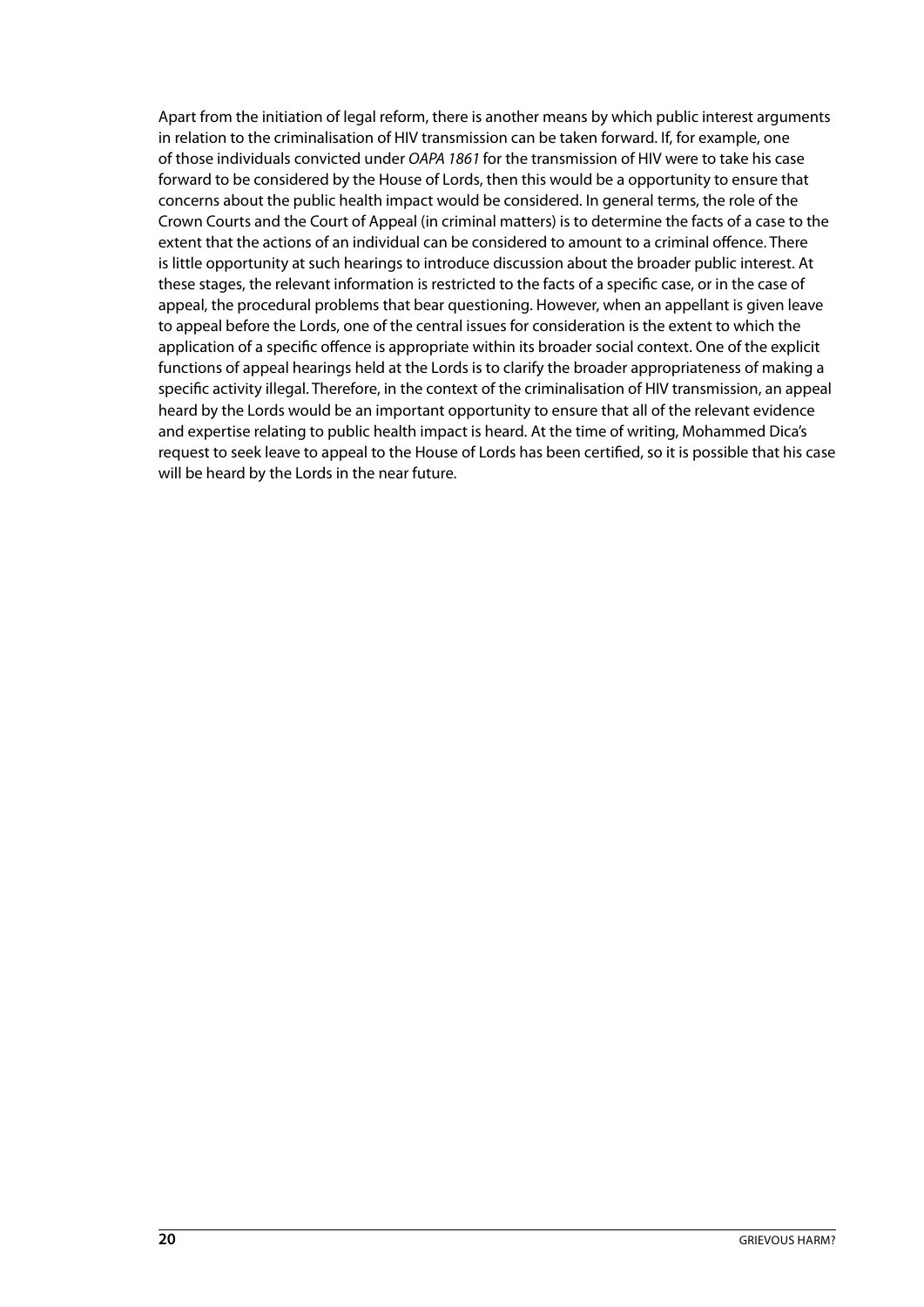Apart from the initiation of legal reform, there is another means by which public interest arguments in relation to the criminalisation of HIV transmission can be taken forward. If, for example, one of those individuals convicted under *OAPA 1861* for the transmission of HIV were to take his case forward to be considered by the House of Lords, then this would be a opportunity to ensure that concerns about the public health impact would be considered. In general terms, the role of the Crown Courts and the Court of Appeal (in criminal matters) is to determine the facts of a case to the extent that the actions of an individual can be considered to amount to a criminal offence. There is little opportunity at such hearings to introduce discussion about the broader public interest. At these stages, the relevant information is restricted to the facts of a specific case, or in the case of appeal, the procedural problems that bear questioning. However, when an appellant is given leave to appeal before the Lords, one of the central issues for consideration is the extent to which the application of a specific offence is appropriate within its broader social context. One of the explicit functions of appeal hearings held at the Lords is to clarify the broader appropriateness of making a specific activity illegal. Therefore, in the context of the criminalisation of HIV transmission, an appeal heard by the Lords would be an important opportunity to ensure that all of the relevant evidence and expertise relating to public health impact is heard. At the time of writing, Mohammed Dica's request to seek leave to appeal to the House of Lords has been certified, so it is possible that his case will be heard by the Lords in the near future.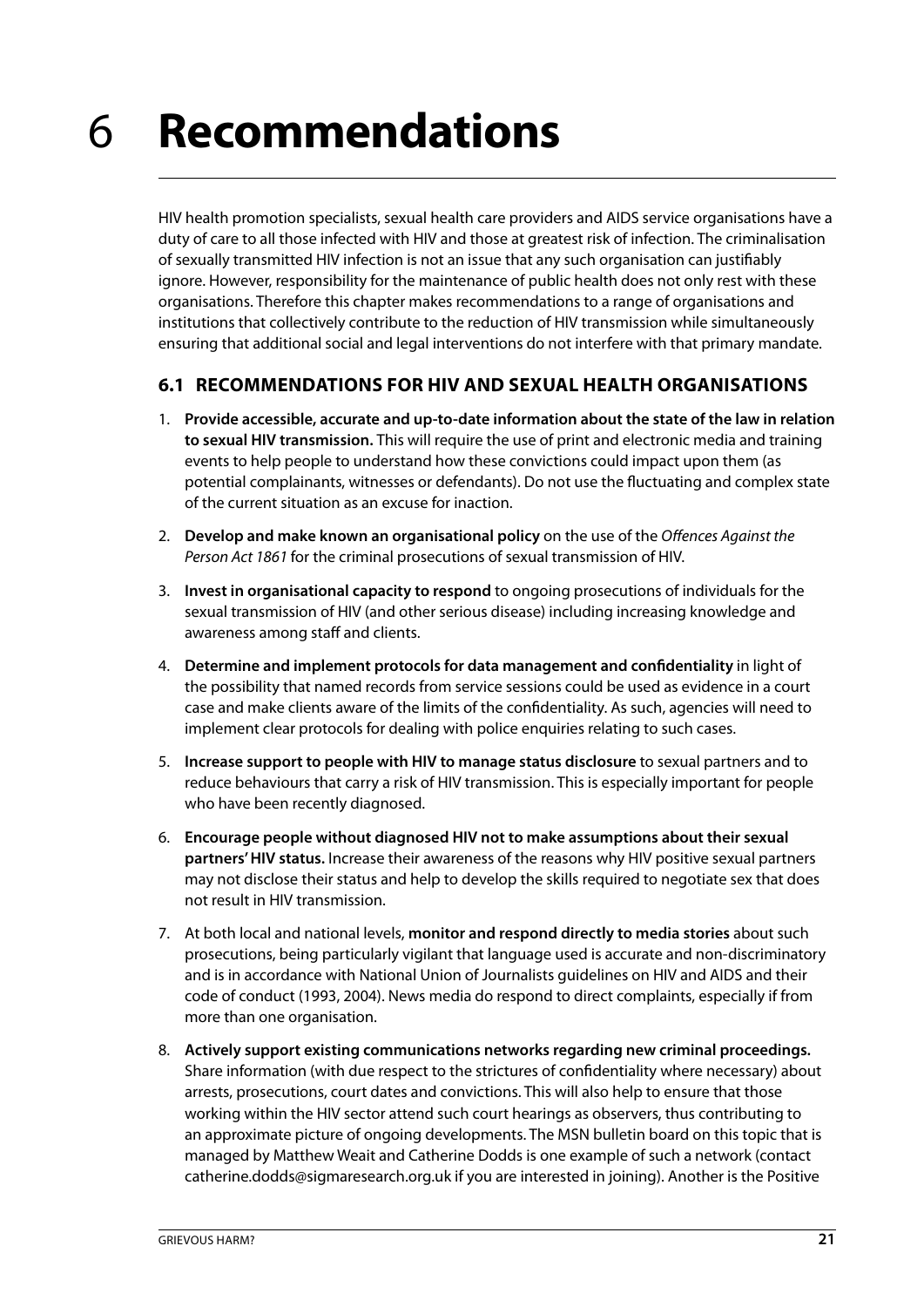# 6 Recommendations

HIV health promotion specialists, sexual health care providers and AIDS service organisations have a duty of care to all those infected with HIV and those at greatest risk of infection. The criminalisation of sexually transmitted HIV infection is not an issue that any such organisation can justifiably ignore. However, responsibility for the maintenance of public health does not only rest with these organisations. Therefore this chapter makes recommendations to a range of organisations and institutions that collectively contribute to the reduction of HIV transmission while simultaneously ensuring that additional social and legal interventions do not interfere with that primary mandate.

## 6.1 RECOMMENDATIONS FOR HIV AND SEXUAL HEALTH ORGANISATIONS

1. **Provide accessible, accurate and up-to-date information about the state of the law in relation to sexual HIV transmission.** This will require the use of print and electronic media and training events to help people to understand how these convictions could impact upon them (as potential complainants, witnesses or defendants). Do not use the fluctuating and complex state of the current situation as an excuse for inaction.
2. **Develop and make known an organisational policy** on the use of the *Offences Against the Person Act 1861* for the criminal prosecutions of sexual transmission of HIV.
3. **Invest in organisational capacity to respond** to ongoing prosecutions of individuals for the sexual transmission of HIV (and other serious disease) including increasing knowledge and awareness among staff and clients.
4. **Determine and implement protocols for data management and confidentiality** in light of the possibility that named records from service sessions could be used as evidence in a court case and make clients aware of the limits of the confidentiality. As such, agencies will need to implement clear protocols for dealing with police enquiries relating to such cases.
5. **Increase support to people with HIV to manage status disclosure** to sexual partners and to reduce behaviours that carry a risk of HIV transmission. This is especially important for people who have been recently diagnosed.
6. **Encourage people without diagnosed HIV not to make assumptions about their sexual partners' HIV status.** Increase their awareness of the reasons why HIV positive sexual partners may not disclose their status and help to develop the skills required to negotiate sex that does not result in HIV transmission.
7. At both local and national levels, **monitor and respond directly to media stories** about such prosecutions, being particularly vigilant that language used is accurate and non-discriminatory and is in accordance with National Union of Journalists guidelines on HIV and AIDS and their code of conduct (1993, 2004). News media do respond to direct complaints, especially if from more than one organisation.
8. **Actively support existing communications networks regarding new criminal proceedings.** Share information (with due respect to the strictures of confidentiality where necessary) about arrests, prosecutions, court dates and convictions. This will also help to ensure that those working within the HIV sector attend such court hearings as observers, thus contributing to an approximate picture of ongoing developments. The MSN bulletin board on this topic that is managed by Matthew Weait and Catherine Dodds is one example of such a network (contact catherine.dodds@sigmaresearch.org.uk if you are interested in joining). Another is the Positive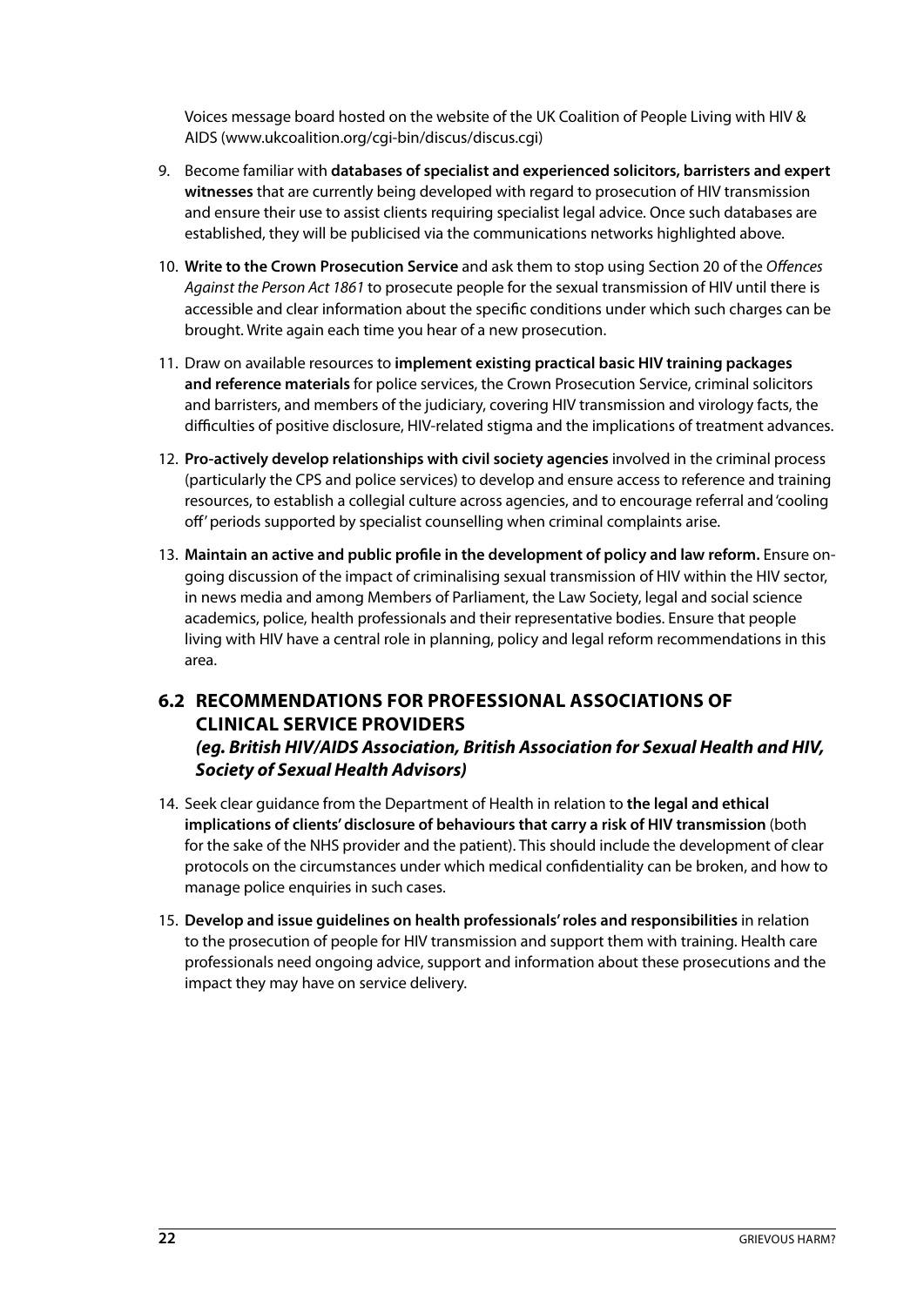Voices message board hosted on the website of the UK Coalition of People Living with HIV & AIDS (www.ukcoalition.org/cgi-bin/discus/discus.cgi)

9. Become familiar with **databases of specialist and experienced solicitors, barristers and expert witnesses** that are currently being developed with regard to prosecution of HIV transmission and ensure their use to assist clients requiring specialist legal advice. Once such databases are established, they will be publicised via the communications networks highlighted above.

10. **Write to the Crown Prosecution Service** and ask them to stop using Section 20 of the *Offences Against the Person Act 1861* to prosecute people for the sexual transmission of HIV until there is accessible and clear information about the specific conditions under which such charges can be brought. Write again each time you hear of a new prosecution.

11. Draw on available resources to **implement existing practical basic HIV training packages and reference materials** for police services, the Crown Prosecution Service, criminal solicitors and barristers, and members of the judiciary, covering HIV transmission and virology facts, the difficulties of positive disclosure, HIV-related stigma and the implications of treatment advances.

12. **Pro-actively develop relationships with civil society agencies** involved in the criminal process (particularly the CPS and police services) to develop and ensure access to reference and training resources, to establish a collegial culture across agencies, and to encourage referral and 'cooling off' periods supported by specialist counselling when criminal complaints arise.

13. **Maintain an active and public profile in the development of policy and law reform.** Ensure on-going discussion of the impact of criminalising sexual transmission of HIV within the HIV sector, in news media and among Members of Parliament, the Law Society, legal and social science academics, police, health professionals and their representative bodies. Ensure that people living with HIV have a central role in planning, policy and legal reform recommendations in this area.

## 6.2 RECOMMENDATIONS FOR PROFESSIONAL ASSOCIATIONS OF CLINICAL SERVICE PROVIDERS *(eg. British HIV/AIDS Association, British Association for Sexual Health and HIV, Society of Sexual Health Advisors)*

14. Seek clear guidance from the Department of Health in relation to **the legal and ethical implications of clients' disclosure of behaviours that carry a risk of HIV transmission** (both for the sake of the NHS provider and the patient). This should include the development of clear protocols on the circumstances under which medical confidentiality can be broken, and how to manage police enquiries in such cases.

15. **Develop and issue guidelines on health professionals' roles and responsibilities** in relation to the prosecution of people for HIV transmission and support them with training. Health care professionals need ongoing advice, support and information about these prosecutions and the impact they may have on service delivery.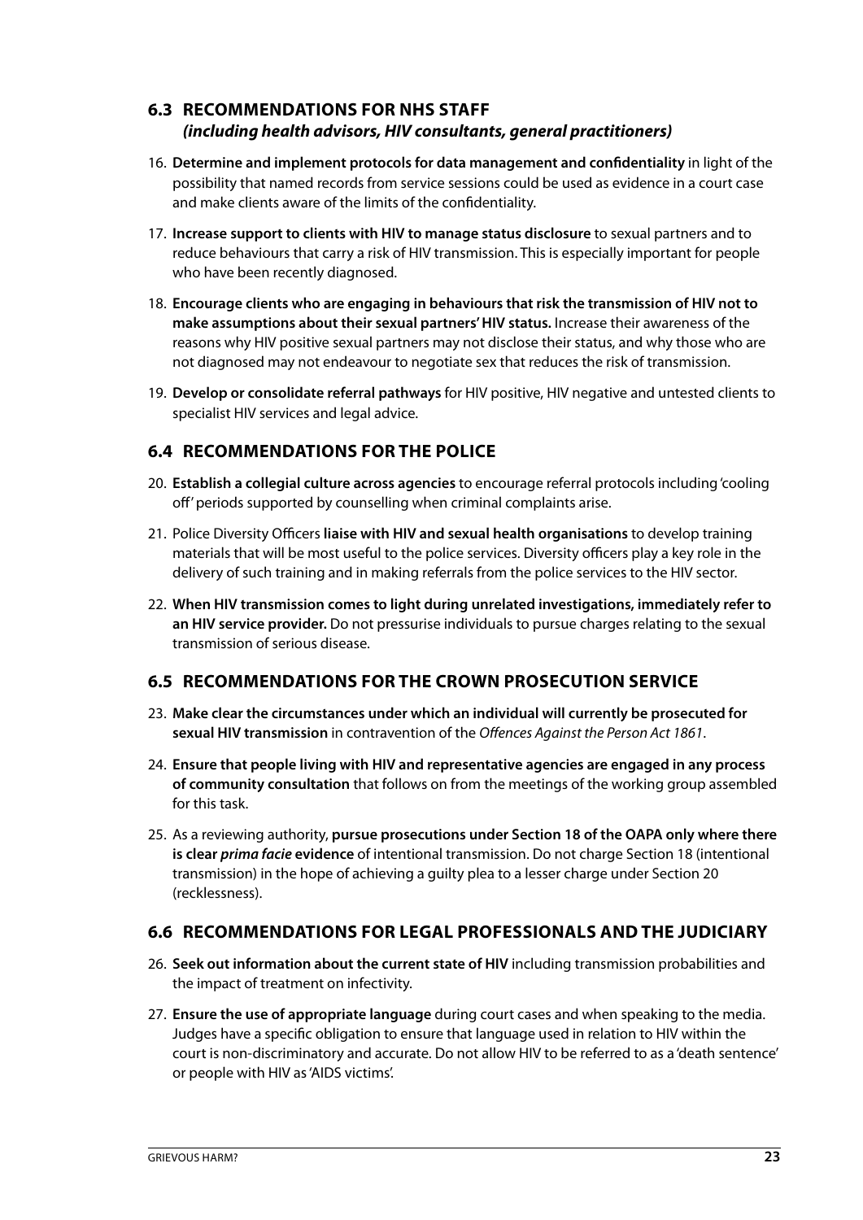### 6.3 RECOMMENDATIONS FOR NHS STAFF
#### *(including health advisors, HIV consultants, general practitioners)*

16. **Determine and implement protocols for data management and confidentiality** in light of the possibility that named records from service sessions could be used as evidence in a court case and make clients aware of the limits of the confidentiality.

17. **Increase support to clients with HIV to manage status disclosure** to sexual partners and to reduce behaviours that carry a risk of HIV transmission. This is especially important for people who have been recently diagnosed.

18. **Encourage clients who are engaging in behaviours that risk the transmission of HIV not to make assumptions about their sexual partners' HIV status.** Increase their awareness of the reasons why HIV positive sexual partners may not disclose their status, and why those who are not diagnosed may not endeavour to negotiate sex that reduces the risk of transmission.

19. **Develop or consolidate referral pathways** for HIV positive, HIV negative and untested clients to specialist HIV services and legal advice.

### 6.4 RECOMMENDATIONS FOR THE POLICE

20. **Establish a collegial culture across agencies** to encourage referral protocols including 'cooling off' periods supported by counselling when criminal complaints arise.

21. Police Diversity Officers **liaise with HIV and sexual health organisations** to develop training materials that will be most useful to the police services. Diversity officers play a key role in the delivery of such training and in making referrals from the police services to the HIV sector.

22. **When HIV transmission comes to light during unrelated investigations, immediately refer to an HIV service provider.** Do not pressurise individuals to pursue charges relating to the sexual transmission of serious disease.

### 6.5 RECOMMENDATIONS FOR THE CROWN PROSECUTION SERVICE

23. **Make clear the circumstances under which an individual will currently be prosecuted for sexual HIV transmission** in contravention of the *Offences Against the Person Act 1861*.

24. **Ensure that people living with HIV and representative agencies are engaged in any process of community consultation** that follows on from the meetings of the working group assembled for this task.

25. As a reviewing authority, **pursue prosecutions under Section 18 of the OAPA only where there is clear *prima facie* evidence** of intentional transmission. Do not charge Section 18 (intentional transmission) in the hope of achieving a guilty plea to a lesser charge under Section 20 (recklessness).

### 6.6 RECOMMENDATIONS FOR LEGAL PROFESSIONALS AND THE JUDICIARY

26. **Seek out information about the current state of HIV** including transmission probabilities and the impact of treatment on infectivity.

27. **Ensure the use of appropriate language** during court cases and when speaking to the media. Judges have a specific obligation to ensure that language used in relation to HIV within the court is non-discriminatory and accurate. Do not allow HIV to be referred to as a 'death sentence' or people with HIV as 'AIDS victims'.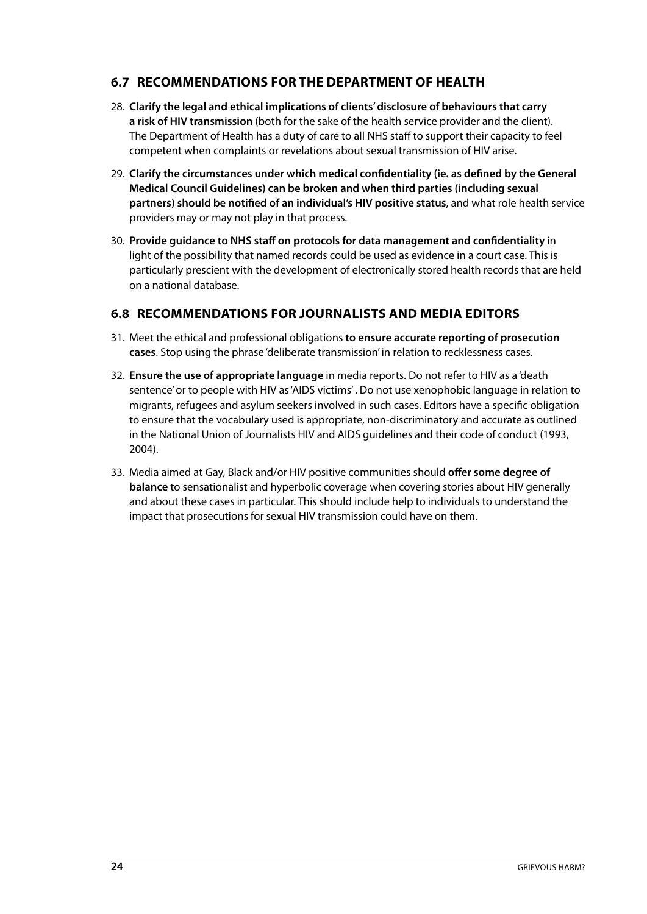## 6.7 RECOMMENDATIONS FOR THE DEPARTMENT OF HEALTH

28. **Clarify the legal and ethical implications of clients' disclosure of behaviours that carry a risk of HIV transmission** (both for the sake of the health service provider and the client). The Department of Health has a duty of care to all NHS staff to support their capacity to feel competent when complaints or revelations about sexual transmission of HIV arise.

29. **Clarify the circumstances under which medical confidentiality (ie. as defined by the General Medical Council Guidelines) can be broken and when third parties (including sexual partners) should be notified of an individual's HIV positive status**, and what role health service providers may or may not play in that process.

30. **Provide guidance to NHS staff on protocols for data management and confidentiality** in light of the possibility that named records could be used as evidence in a court case. This is particularly prescient with the development of electronically stored health records that are held on a national database.

## 6.8 RECOMMENDATIONS FOR JOURNALISTS AND MEDIA EDITORS

31. Meet the ethical and professional obligations **to ensure accurate reporting of prosecution cases**. Stop using the phrase 'deliberate transmission' in relation to recklessness cases.

32. **Ensure the use of appropriate language** in media reports. Do not refer to HIV as a 'death sentence' or to people with HIV as 'AIDS victims' . Do not use xenophobic language in relation to migrants, refugees and asylum seekers involved in such cases. Editors have a specific obligation to ensure that the vocabulary used is appropriate, non-discriminatory and accurate as outlined in the National Union of Journalists HIV and AIDS guidelines and their code of conduct (1993, 2004).

33. Media aimed at Gay, Black and/or HIV positive communities should **offer some degree of balance** to sensationalist and hyperbolic coverage when covering stories about HIV generally and about these cases in particular. This should include help to individuals to understand the impact that prosecutions for sexual HIV transmission could have on them.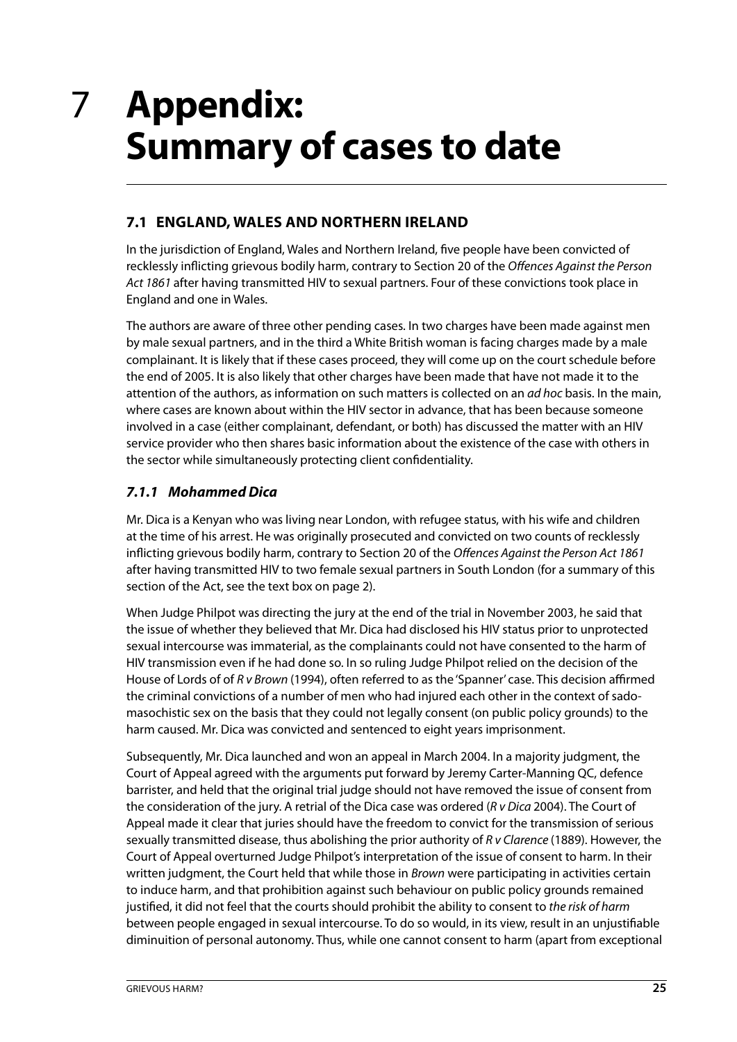# 7 Appendix: Summary of cases to date

## 7.1 ENGLAND, WALES AND NORTHERN IRELAND

In the jurisdiction of England, Wales and Northern Ireland, five people have been convicted of recklessly inflicting grievous bodily harm, contrary to Section 20 of the *Offences Against the Person Act 1861* after having transmitted HIV to sexual partners. Four of these convictions took place in England and one in Wales.

The authors are aware of three other pending cases. In two charges have been made against men by male sexual partners, and in the third a White British woman is facing charges made by a male complainant. It is likely that if these cases proceed, they will come up on the court schedule before the end of 2005. It is also likely that other charges have been made that have not made it to the attention of the authors, as information on such matters is collected on an *ad hoc* basis. In the main, where cases are known about within the HIV sector in advance, that has been because someone involved in a case (either complainant, defendant, or both) has discussed the matter with an HIV service provider who then shares basic information about the existence of the case with others in the sector while simultaneously protecting client confidentiality.

### *7.1.1 Mohammed Dica*

Mr. Dica is a Kenyan who was living near London, with refugee status, with his wife and children at the time of his arrest. He was originally prosecuted and convicted on two counts of recklessly inflicting grievous bodily harm, contrary to Section 20 of the *Offences Against the Person Act 1861* after having transmitted HIV to two female sexual partners in South London (for a summary of this section of the Act, see the text box on page 2).

When Judge Philpot was directing the jury at the end of the trial in November 2003, he said that the issue of whether they believed that Mr. Dica had disclosed his HIV status prior to unprotected sexual intercourse was immaterial, as the complainants could not have consented to the harm of HIV transmission even if he had done so. In so ruling Judge Philpot relied on the decision of the House of Lords of of *R v Brown* (1994), often referred to as the 'Spanner' case. This decision affirmed the criminal convictions of a number of men who had injured each other in the context of sado-masochistic sex on the basis that they could not legally consent (on public policy grounds) to the harm caused. Mr. Dica was convicted and sentenced to eight years imprisonment.

Subsequently, Mr. Dica launched and won an appeal in March 2004. In a majority judgment, the Court of Appeal agreed with the arguments put forward by Jeremy Carter-Manning QC, defence barrister, and held that the original trial judge should not have removed the issue of consent from the consideration of the jury. A retrial of the Dica case was ordered (*R v Dica* 2004). The Court of Appeal made it clear that juries should have the freedom to convict for the transmission of serious sexually transmitted disease, thus abolishing the prior authority of *R v Clarence* (1889). However, the Court of Appeal overturned Judge Philpot's interpretation of the issue of consent to harm. In their written judgment, the Court held that while those in *Brown* were participating in activities certain to induce harm, and that prohibition against such behaviour on public policy grounds remained justified, it did not feel that the courts should prohibit the ability to consent to *the risk of harm* between people engaged in sexual intercourse. To do so would, in its view, result in an unjustifiable diminuition of personal autonomy. Thus, while one cannot consent to harm (apart from exceptional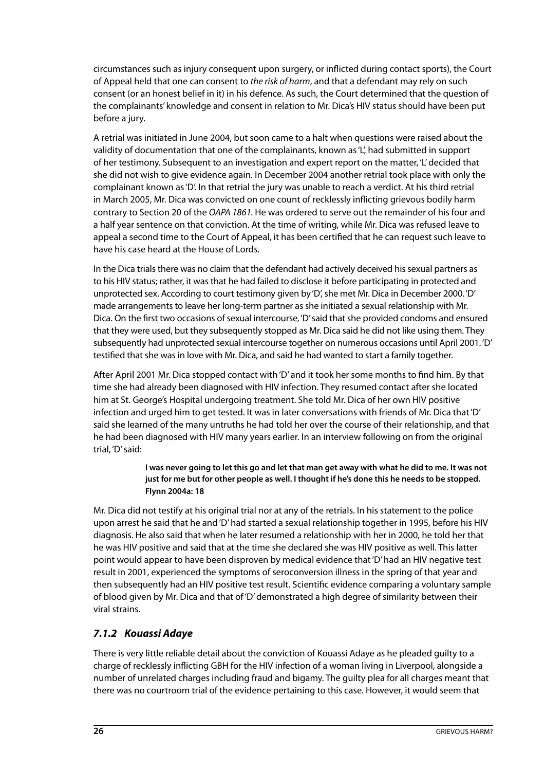circumstances such as injury consequent upon surgery, or inflicted during contact sports), the Court of Appeal held that one can consent to *the risk of harm*, and that a defendant may rely on such consent (or an honest belief in it) in his defence. As such, the Court determined that the question of the complainants' knowledge and consent in relation to Mr. Dica's HIV status should have been put before a jury.

A retrial was initiated in June 2004, but soon came to a halt when questions were raised about the validity of documentation that one of the complainants, known as 'L', had submitted in support of her testimony. Subsequent to an investigation and expert report on the matter, 'L' decided that she did not wish to give evidence again. In December 2004 another retrial took place with only the complainant known as 'D'. In that retrial the jury was unable to reach a verdict. At his third retrial in March 2005, Mr. Dica was convicted on one count of recklessly inflicting grievous bodily harm contrary to Section 20 of the *OAPA 1861*. He was ordered to serve out the remainder of his four and a half year sentence on that conviction. At the time of writing, while Mr. Dica was refused leave to appeal a second time to the Court of Appeal, it has been certified that he can request such leave to have his case heard at the House of Lords.

In the Dica trials there was no claim that the defendant had actively deceived his sexual partners as to his HIV status; rather, it was that he had failed to disclose it before participating in protected and unprotected sex. According to court testimony given by 'D', she met Mr. Dica in December 2000. 'D' made arrangements to leave her long-term partner as she initiated a sexual relationship with Mr. Dica. On the first two occasions of sexual intercourse, 'D' said that she provided condoms and ensured that they were used, but they subsequently stopped as Mr. Dica said he did not like using them. They subsequently had unprotected sexual intercourse together on numerous occasions until April 2001. 'D' testified that she was in love with Mr. Dica, and said he had wanted to start a family together.

After April 2001 Mr. Dica stopped contact with 'D' and it took her some months to find him. By that time she had already been diagnosed with HIV infection. They resumed contact after she located him at St. George's Hospital undergoing treatment. She told Mr. Dica of her own HIV positive infection and urged him to get tested. It was in later conversations with friends of Mr. Dica that 'D' said she learned of the many untruths he had told her over the course of their relationship, and that he had been diagnosed with HIV many years earlier. In an interview following on from the original trial, 'D' said:

> **I was never going to let this go and let that man get away with what he did to me. It was not just for me but for other people as well. I thought if he's done this he needs to be stopped. Flynn 2004a: 18**

Mr. Dica did not testify at his original trial nor at any of the retrials. In his statement to the police upon arrest he said that he and 'D' had started a sexual relationship together in 1995, before his HIV diagnosis. He also said that when he later resumed a relationship with her in 2000, he told her that he was HIV positive and said that at the time she declared she was HIV positive as well. This latter point would appear to have been disproven by medical evidence that 'D' had an HIV negative test result in 2001, experienced the symptoms of seroconversion illness in the spring of that year and then subsequently had an HIV positive test result. Scientific evidence comparing a voluntary sample of blood given by Mr. Dica and that of 'D' demonstrated a high degree of similarity between their viral strains.

### *7.1.2 Kouassi Adaye*

There is very little reliable detail about the conviction of Kouassi Adaye as he pleaded guilty to a charge of recklessly inflicting GBH for the HIV infection of a woman living in Liverpool, alongside a number of unrelated charges including fraud and bigamy. The guilty plea for all charges meant that there was no courtroom trial of the evidence pertaining to this case. However, it would seem that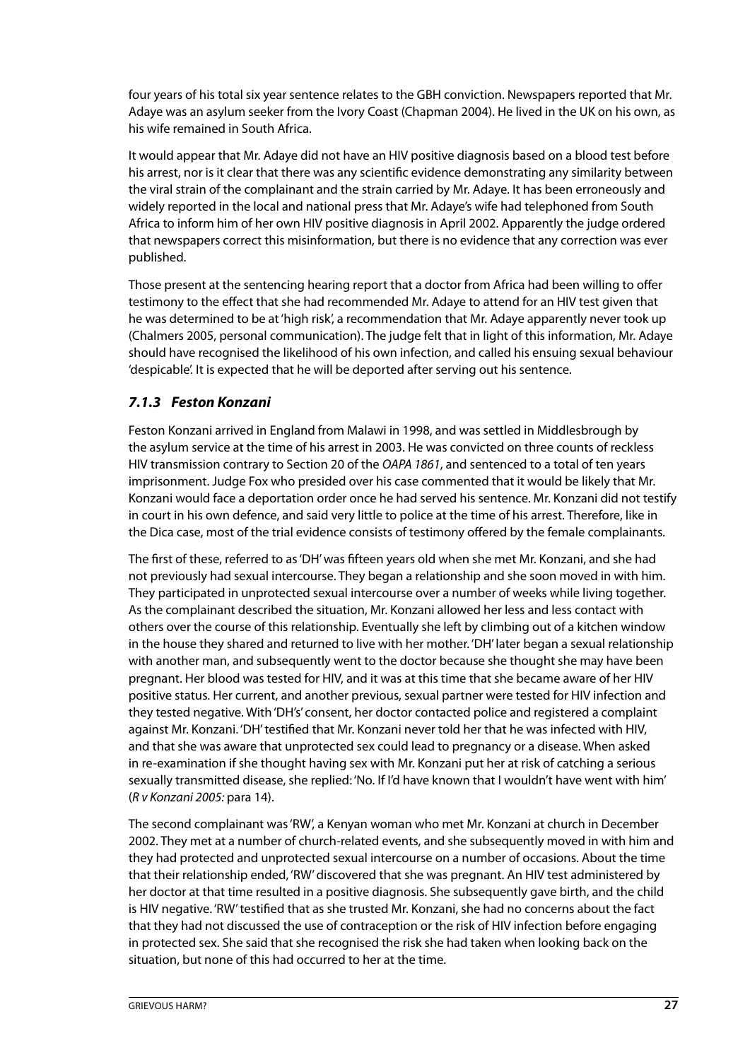four years of his total six year sentence relates to the GBH conviction. Newspapers reported that Mr. Adaye was an asylum seeker from the Ivory Coast (Chapman 2004). He lived in the UK on his own, as his wife remained in South Africa.

It would appear that Mr. Adaye did not have an HIV positive diagnosis based on a blood test before his arrest, nor is it clear that there was any scientific evidence demonstrating any similarity between the viral strain of the complainant and the strain carried by Mr. Adaye. It has been erroneously and widely reported in the local and national press that Mr. Adaye's wife had telephoned from South Africa to inform him of her own HIV positive diagnosis in April 2002. Apparently the judge ordered that newspapers correct this misinformation, but there is no evidence that any correction was ever published.

Those present at the sentencing hearing report that a doctor from Africa had been willing to offer testimony to the effect that she had recommended Mr. Adaye to attend for an HIV test given that he was determined to be at 'high risk', a recommendation that Mr. Adaye apparently never took up (Chalmers 2005, personal communication). The judge felt that in light of this information, Mr. Adaye should have recognised the likelihood of his own infection, and called his ensuing sexual behaviour 'despicable'. It is expected that he will be deported after serving out his sentence.

### *7.1.3 Feston Konzani*

Feston Konzani arrived in England from Malawi in 1998, and was settled in Middlesbrough by the asylum service at the time of his arrest in 2003. He was convicted on three counts of reckless HIV transmission contrary to Section 20 of the *OAPA 1861*, and sentenced to a total of ten years imprisonment. Judge Fox who presided over his case commented that it would be likely that Mr. Konzani would face a deportation order once he had served his sentence. Mr. Konzani did not testify in court in his own defence, and said very little to police at the time of his arrest. Therefore, like in the Dica case, most of the trial evidence consists of testimony offered by the female complainants.

The first of these, referred to as 'DH' was fifteen years old when she met Mr. Konzani, and she had not previously had sexual intercourse. They began a relationship and she soon moved in with him. They participated in unprotected sexual intercourse over a number of weeks while living together. As the complainant described the situation, Mr. Konzani allowed her less and less contact with others over the course of this relationship. Eventually she left by climbing out of a kitchen window in the house they shared and returned to live with her mother. 'DH' later began a sexual relationship with another man, and subsequently went to the doctor because she thought she may have been pregnant. Her blood was tested for HIV, and it was at this time that she became aware of her HIV positive status. Her current, and another previous, sexual partner were tested for HIV infection and they tested negative. With 'DH's' consent, her doctor contacted police and registered a complaint against Mr. Konzani. 'DH' testified that Mr. Konzani never told her that he was infected with HIV, and that she was aware that unprotected sex could lead to pregnancy or a disease. When asked in re-examination if she thought having sex with Mr. Konzani put her at risk of catching a serious sexually transmitted disease, she replied: 'No. If I'd have known that I wouldn't have went with him' (*R v Konzani 2005:* para 14).

The second complainant was 'RW', a Kenyan woman who met Mr. Konzani at church in December 2002. They met at a number of church-related events, and she subsequently moved in with him and they had protected and unprotected sexual intercourse on a number of occasions. About the time that their relationship ended, 'RW' discovered that she was pregnant. An HIV test administered by her doctor at that time resulted in a positive diagnosis. She subsequently gave birth, and the child is HIV negative. 'RW' testified that as she trusted Mr. Konzani, she had no concerns about the fact that they had not discussed the use of contraception or the risk of HIV infection before engaging in protected sex. She said that she recognised the risk she had taken when looking back on the situation, but none of this had occurred to her at the time.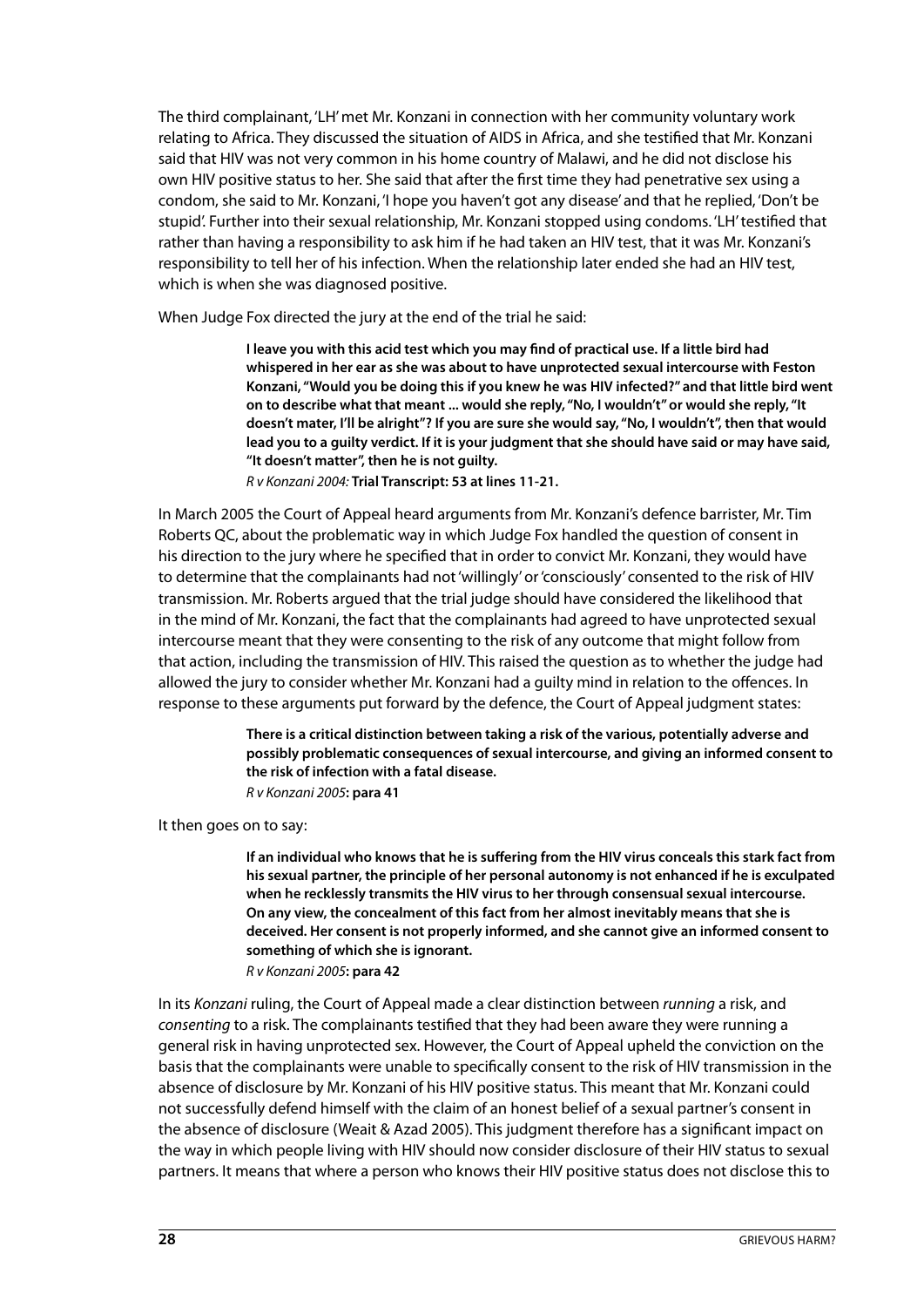The third complainant, 'LH' met Mr. Konzani in connection with her community voluntary work relating to Africa. They discussed the situation of AIDS in Africa, and she testified that Mr. Konzani said that HIV was not very common in his home country of Malawi, and he did not disclose his own HIV positive status to her. She said that after the first time they had penetrative sex using a condom, she said to Mr. Konzani, 'I hope you haven't got any disease' and that he replied, 'Don't be stupid'. Further into their sexual relationship, Mr. Konzani stopped using condoms. 'LH' testified that rather than having a responsibility to ask him if he had taken an HIV test, that it was Mr. Konzani's responsibility to tell her of his infection. When the relationship later ended she had an HIV test, which is when she was diagnosed positive.

When Judge Fox directed the jury at the end of the trial he said:

> **I leave you with this acid test which you may find of practical use. If a little bird had whispered in her ear as she was about to have unprotected sexual intercourse with Feston Konzani, "Would you be doing this if you knew he was HIV infected?" and that little bird went on to describe what that meant ... would she reply, "No, I wouldn't" or would she reply, "It doesn't mater, I'll be alright"? If you are sure she would say, "No, I wouldn't", then that would lead you to a guilty verdict. If it is your judgment that she should have said or may have said, "It doesn't matter", then he is not guilty.**
> *R v Konzani 2004:* **Trial Transcript: 53 at lines 11-21.**

In March 2005 the Court of Appeal heard arguments from Mr. Konzani's defence barrister, Mr. Tim Roberts QC, about the problematic way in which Judge Fox handled the question of consent in his direction to the jury where he specified that in order to convict Mr. Konzani, they would have to determine that the complainants had not 'willingly' or 'consciously' consented to the risk of HIV transmission. Mr. Roberts argued that the trial judge should have considered the likelihood that in the mind of Mr. Konzani, the fact that the complainants had agreed to have unprotected sexual intercourse meant that they were consenting to the risk of any outcome that might follow from that action, including the transmission of HIV. This raised the question as to whether the judge had allowed the jury to consider whether Mr. Konzani had a guilty mind in relation to the offences. In response to these arguments put forward by the defence, the Court of Appeal judgment states:

> **There is a critical distinction between taking a risk of the various, potentially adverse and possibly problematic consequences of sexual intercourse, and giving an informed consent to the risk of infection with a fatal disease.**
> *R v Konzani 2005*: **para 41**

It then goes on to say:

> **If an individual who knows that he is suffering from the HIV virus conceals this stark fact from his sexual partner, the principle of her personal autonomy is not enhanced if he is exculpated when he recklessly transmits the HIV virus to her through consensual sexual intercourse. On any view, the concealment of this fact from her almost inevitably means that she is deceived. Her consent is not properly informed, and she cannot give an informed consent to something of which she is ignorant.**
> *R v Konzani 2005*: **para 42**

In its *Konzani* ruling, the Court of Appeal made a clear distinction between *running* a risk, and *consenting* to a risk. The complainants testified that they had been aware they were running a general risk in having unprotected sex. However, the Court of Appeal upheld the conviction on the basis that the complainants were unable to specifically consent to the risk of HIV transmission in the absence of disclosure by Mr. Konzani of his HIV positive status. This meant that Mr. Konzani could not successfully defend himself with the claim of an honest belief of a sexual partner's consent in the absence of disclosure (Weait & Azad 2005). This judgment therefore has a significant impact on the way in which people living with HIV should now consider disclosure of their HIV status to sexual partners. It means that where a person who knows their HIV positive status does not disclose this to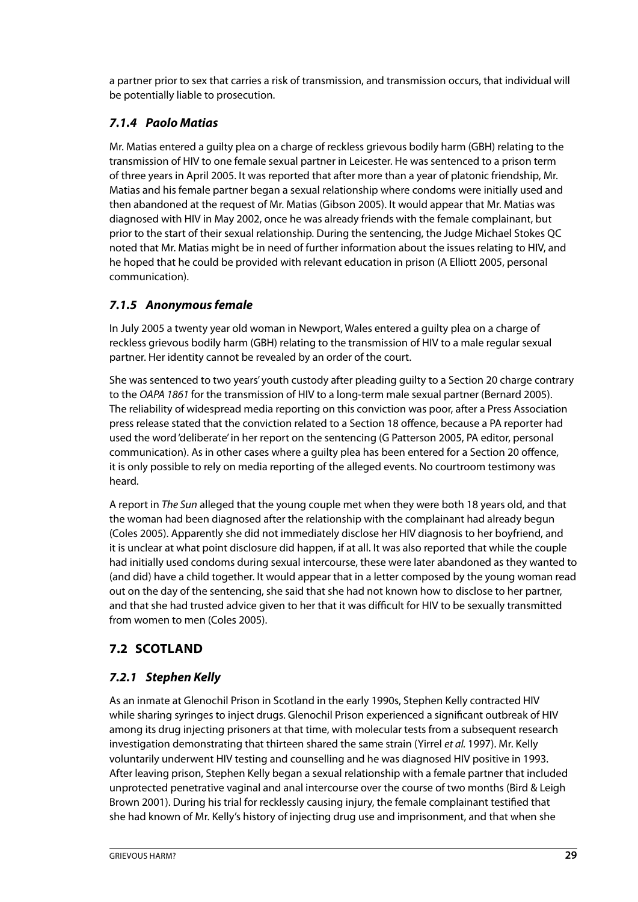a partner prior to sex that carries a risk of transmission, and transmission occurs, that individual will be potentially liable to prosecution.

### *7.1.4 Paolo Matias*

Mr. Matias entered a guilty plea on a charge of reckless grievous bodily harm (GBH) relating to the transmission of HIV to one female sexual partner in Leicester. He was sentenced to a prison term of three years in April 2005. It was reported that after more than a year of platonic friendship, Mr. Matias and his female partner began a sexual relationship where condoms were initially used and then abandoned at the request of Mr. Matias (Gibson 2005). It would appear that Mr. Matias was diagnosed with HIV in May 2002, once he was already friends with the female complainant, but prior to the start of their sexual relationship. During the sentencing, the Judge Michael Stokes QC noted that Mr. Matias might be in need of further information about the issues relating to HIV, and he hoped that he could be provided with relevant education in prison (A Elliott 2005, personal communication).

### *7.1.5 Anonymous female*

In July 2005 a twenty year old woman in Newport, Wales entered a guilty plea on a charge of reckless grievous bodily harm (GBH) relating to the transmission of HIV to a male regular sexual partner. Her identity cannot be revealed by an order of the court.

She was sentenced to two years' youth custody after pleading guilty to a Section 20 charge contrary to the *OAPA 1861* for the transmission of HIV to a long-term male sexual partner (Bernard 2005). The reliability of widespread media reporting on this conviction was poor, after a Press Association press release stated that the conviction related to a Section 18 offence, because a PA reporter had used the word 'deliberate' in her report on the sentencing (G Patterson 2005, PA editor, personal communication). As in other cases where a guilty plea has been entered for a Section 20 offence, it is only possible to rely on media reporting of the alleged events. No courtroom testimony was heard.

A report in *The Sun* alleged that the young couple met when they were both 18 years old, and that the woman had been diagnosed after the relationship with the complainant had already begun (Coles 2005). Apparently she did not immediately disclose her HIV diagnosis to her boyfriend, and it is unclear at what point disclosure did happen, if at all. It was also reported that while the couple had initially used condoms during sexual intercourse, these were later abandoned as they wanted to (and did) have a child together. It would appear that in a letter composed by the young woman read out on the day of the sentencing, she said that she had not known how to disclose to her partner, and that she had trusted advice given to her that it was difficult for HIV to be sexually transmitted from women to men (Coles 2005).

## 7.2 SCOTLAND

### *7.2.1 Stephen Kelly*

As an inmate at Glenochil Prison in Scotland in the early 1990s, Stephen Kelly contracted HIV while sharing syringes to inject drugs. Glenochil Prison experienced a significant outbreak of HIV among its drug injecting prisoners at that time, with molecular tests from a subsequent research investigation demonstrating that thirteen shared the same strain (Yirrel *et al.* 1997). Mr. Kelly voluntarily underwent HIV testing and counselling and he was diagnosed HIV positive in 1993. After leaving prison, Stephen Kelly began a sexual relationship with a female partner that included unprotected penetrative vaginal and anal intercourse over the course of two months (Bird & Leigh Brown 2001). During his trial for recklessly causing injury, the female complainant testified that she had known of Mr. Kelly's history of injecting drug use and imprisonment, and that when she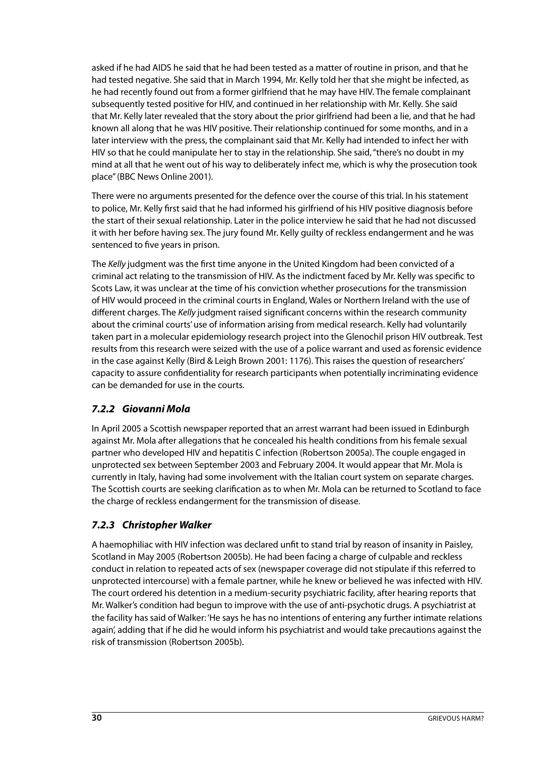asked if he had AIDS he said that he had been tested as a matter of routine in prison, and that he had tested negative. She said that in March 1994, Mr. Kelly told her that she might be infected, as he had recently found out from a former girlfriend that he may have HIV. The female complainant subsequently tested positive for HIV, and continued in her relationship with Mr. Kelly. She said that Mr. Kelly later revealed that the story about the prior girlfriend had been a lie, and that he had known all along that he was HIV positive. Their relationship continued for some months, and in a later interview with the press, the complainant said that Mr. Kelly had intended to infect her with HIV so that he could manipulate her to stay in the relationship. She said, "there's no doubt in my mind at all that he went out of his way to deliberately infect me, which is why the prosecution took place" (BBC News Online 2001).

There were no arguments presented for the defence over the course of this trial. In his statement to police, Mr. Kelly first said that he had informed his girlfriend of his HIV positive diagnosis before the start of their sexual relationship. Later in the police interview he said that he had not discussed it with her before having sex. The jury found Mr. Kelly guilty of reckless endangerment and he was sentenced to five years in prison.

The *Kelly* judgment was the first time anyone in the United Kingdom had been convicted of a criminal act relating to the transmission of HIV. As the indictment faced by Mr. Kelly was specific to Scots Law, it was unclear at the time of his conviction whether prosecutions for the transmission of HIV would proceed in the criminal courts in England, Wales or Northern Ireland with the use of different charges. The *Kelly* judgment raised significant concerns within the research community about the criminal courts' use of information arising from medical research. Kelly had voluntarily taken part in a molecular epidemiology research project into the Glenochil prison HIV outbreak. Test results from this research were seized with the use of a police warrant and used as forensic evidence in the case against Kelly (Bird & Leigh Brown 2001: 1176). This raises the question of researchers' capacity to assure confidentiality for research participants when potentially incriminating evidence can be demanded for use in the courts.

### *7.2.2 Giovanni Mola*

In April 2005 a Scottish newspaper reported that an arrest warrant had been issued in Edinburgh against Mr. Mola after allegations that he concealed his health conditions from his female sexual partner who developed HIV and hepatitis C infection (Robertson 2005a). The couple engaged in unprotected sex between September 2003 and February 2004. It would appear that Mr. Mola is currently in Italy, having had some involvement with the Italian court system on separate charges. The Scottish courts are seeking clarification as to when Mr. Mola can be returned to Scotland to face the charge of reckless endangerment for the transmission of disease.

### *7.2.3 Christopher Walker*

A haemophiliac with HIV infection was declared unfit to stand trial by reason of insanity in Paisley, Scotland in May 2005 (Robertson 2005b). He had been facing a charge of culpable and reckless conduct in relation to repeated acts of sex (newspaper coverage did not stipulate if this referred to unprotected intercourse) with a female partner, while he knew or believed he was infected with HIV. The court ordered his detention in a medium-security psychiatric facility, after hearing reports that Mr. Walker's condition had begun to improve with the use of anti-psychotic drugs. A psychiatrist at the facility has said of Walker: 'He says he has no intentions of entering any further intimate relations again', adding that if he did he would inform his psychiatrist and would take precautions against the risk of transmission (Robertson 2005b).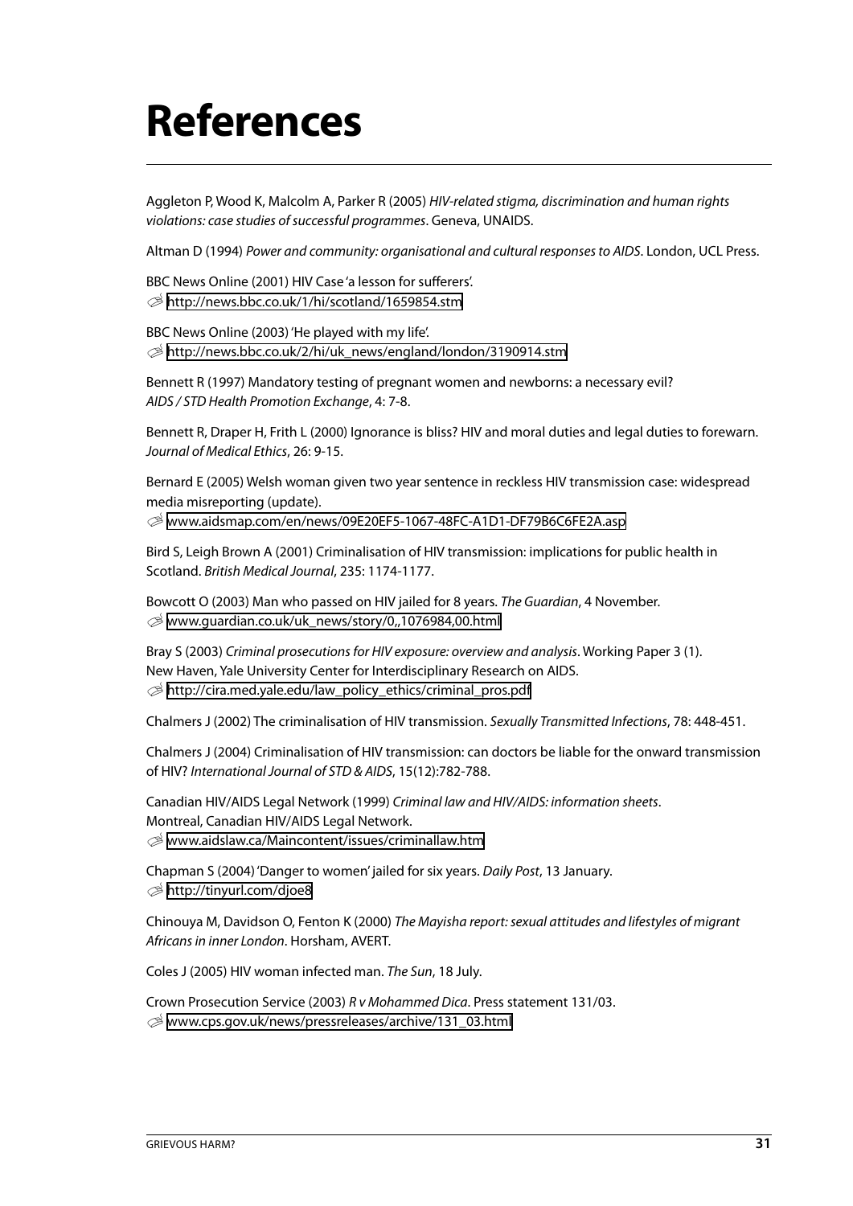# References

Aggleton P, Wood K, Malcolm A, Parker R (2005) *HIV-related stigma, discrimination and human rights violations: case studies of successful programmes*. Geneva, UNAIDS.

Altman D (1994) *Power and community: organisational and cultural responses to AIDS*. London, UCL Press.

BBC News Online (2001) HIV Case 'a lesson for sufferers'.
http://news.bbc.co.uk/1/hi/scotland/1659854.stm

BBC News Online (2003) 'He played with my life'.
http://news.bbc.co.uk/2/hi/uk_news/england/london/3190914.stm

Bennett R (1997) Mandatory testing of pregnant women and newborns: a necessary evil? *AIDS / STD Health Promotion Exchange*, 4: 7-8.

Bennett R, Draper H, Frith L (2000) Ignorance is bliss? HIV and moral duties and legal duties to forewarn. *Journal of Medical Ethics*, 26: 9-15.

Bernard E (2005) Welsh woman given two year sentence in reckless HIV transmission case: widespread media misreporting (update).
www.aidsmap.com/en/news/09E20EF5-1067-48FC-A1D1-DF79B6C6FE2A.asp

Bird S, Leigh Brown A (2001) Criminalisation of HIV transmission: implications for public health in Scotland. *British Medical Journal*, 235: 1174-1177.

Bowcott O (2003) Man who passed on HIV jailed for 8 years. *The Guardian*, 4 November.
www.guardian.co.uk/uk_news/story/0,,1076984,00.html

Bray S (2003) *Criminal prosecutions for HIV exposure: overview and analysis*. Working Paper 3 (1). New Haven, Yale University Center for Interdisciplinary Research on AIDS.
http://cira.med.yale.edu/law_policy_ethics/criminal_pros.pdf

Chalmers J (2002) The criminalisation of HIV transmission. *Sexually Transmitted Infections*, 78: 448-451.

Chalmers J (2004) Criminalisation of HIV transmission: can doctors be liable for the onward transmission of HIV? *International Journal of STD & AIDS*, 15(12):782-788.

Canadian HIV/AIDS Legal Network (1999) *Criminal law and HIV/AIDS: information sheets*. Montreal, Canadian HIV/AIDS Legal Network.
www.aidslaw.ca/Maincontent/issues/criminallaw.htm

Chapman S (2004) 'Danger to women' jailed for six years. *Daily Post*, 13 January.
http://tinyurl.com/djoe8

Chinouya M, Davidson O, Fenton K (2000) *The Mayisha report: sexual attitudes and lifestyles of migrant Africans in inner London*. Horsham, AVERT.

Coles J (2005) HIV woman infected man. *The Sun*, 18 July.

Crown Prosecution Service (2003) *R v Mohammed Dica*. Press statement 131/03.
www.cps.gov.uk/news/pressreleases/archive/131_03.html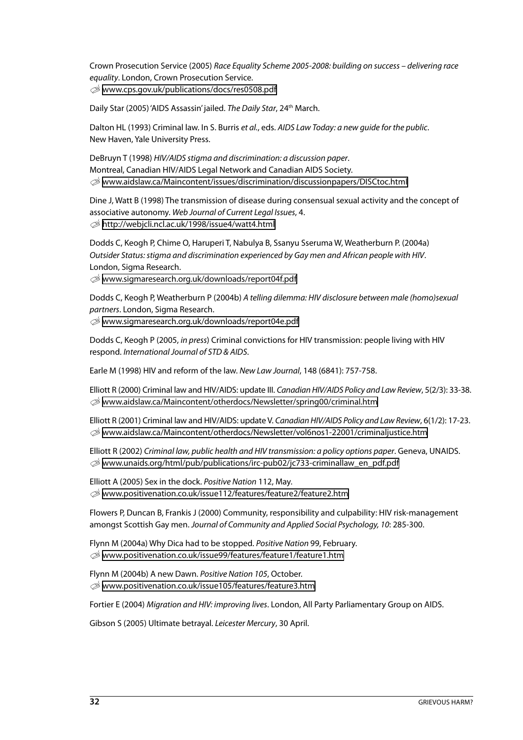Crown Prosecution Service (2005) *Race Equality Scheme 2005-2008: building on success – delivering race equality*. London, Crown Prosecution Service.
✎ www.cps.gov.uk/publications/docs/res0508.pdf

Daily Star (2005) 'AIDS Assassin' jailed. *The Daily Star*, 24th March.

Dalton HL (1993) Criminal law. In S. Burris *et al.*, eds. *AIDS Law Today: a new guide for the public*. New Haven, Yale University Press.

DeBruyn T (1998) *HIV/AIDS stigma and discrimination: a discussion paper*. Montreal, Canadian HIV/AIDS Legal Network and Canadian AIDS Society.
✎ www.aidslaw.ca/Maincontent/issues/discrimination/discussionpapers/DISCtoc.html

Dine J, Watt B (1998) The transmission of disease during consensual sexual activity and the concept of associative autonomy. *Web Journal of Current Legal Issues*, 4.
✎ http://webjcli.ncl.ac.uk/1998/issue4/watt4.html

Dodds C, Keogh P, Chime O, Haruperi T, Nabulya B, Ssanyu Sseruma W, Weatherburn P. (2004a) *Outsider Status: stigma and discrimination experienced by Gay men and African people with HIV*. London, Sigma Research.
✎ www.sigmaresearch.org.uk/downloads/report04f.pdf

Dodds C, Keogh P, Weatherburn P (2004b) *A telling dilemma: HIV disclosure between male (homo)sexual partners*. London, Sigma Research.
✎ www.sigmaresearch.org.uk/downloads/report04e.pdf

Dodds C, Keogh P (2005, *in press*) Criminal convictions for HIV transmission: people living with HIV respond. *International Journal of STD & AIDS*.

Earle M (1998) HIV and reform of the law. *New Law Journal*, 148 (6841): 757-758.

Elliott R (2000) Criminal law and HIV/AIDS: update III. *Canadian HIV/AIDS Policy and Law Review*, 5(2/3): 33-38.
✎ www.aidslaw.ca/Maincontent/otherdocs/Newsletter/spring00/criminal.htm

Elliott R (2001) Criminal law and HIV/AIDS: update V. *Canadian HIV/AIDS Policy and Law Review*, 6(1/2): 17-23.
✎ www.aidslaw.ca/Maincontent/otherdocs/Newsletter/vol6nos1-22001/criminaljustice.htm

Elliott R (2002) *Criminal law, public health and HIV transmission: a policy options paper*. Geneva, UNAIDS.
✎ www.unaids.org/html/pub/publications/irc-pub02/jc733-criminallaw_en_pdf.pdf

Elliott A (2005) Sex in the dock. *Positive Nation* 112, May.
✎ www.positivenation.co.uk/issue112/features/feature2/feature2.htm

Flowers P, Duncan B, Frankis J (2000) Community, responsibility and culpability: HIV risk-management amongst Scottish Gay men. *Journal of Community and Applied Social Psychology, 10*: 285-300.

Flynn M (2004a) Why Dica had to be stopped. *Positive Nation* 99, February.
✎ www.positivenation.co.uk/issue99/features/feature1/feature1.htm

Flynn M (2004b) A new Dawn. *Positive Nation 105*, October.
✎ www.positivenation.co.uk/issue105/features/feature3.htm

Fortier E (2004) *Migration and HIV: improving lives*. London, All Party Parliamentary Group on AIDS.

Gibson S (2005) Ultimate betrayal. *Leicester Mercury*, 30 April.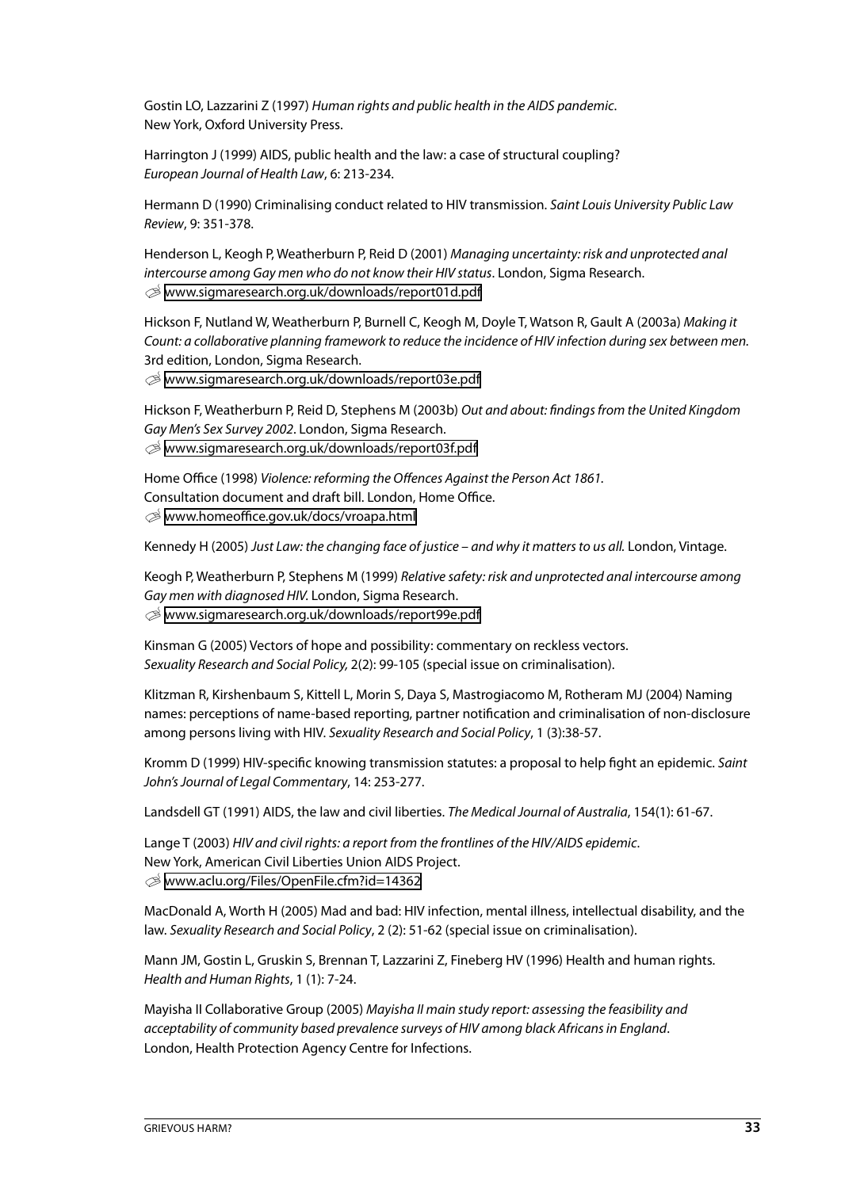Gostin LO, Lazzarini Z (1997) *Human rights and public health in the AIDS pandemic*. New York, Oxford University Press.

Harrington J (1999) AIDS, public health and the law: a case of structural coupling? *European Journal of Health Law*, 6: 213-234.

Hermann D (1990) Criminalising conduct related to HIV transmission. *Saint Louis University Public Law Review*, 9: 351-378.

Henderson L, Keogh P, Weatherburn P, Reid D (2001) *Managing uncertainty: risk and unprotected anal intercourse among Gay men who do not know their HIV status*. London, Sigma Research.
www.sigmaresearch.org.uk/downloads/report01d.pdf

Hickson F, Nutland W, Weatherburn P, Burnell C, Keogh M, Doyle T, Watson R, Gault A (2003a) *Making it Count: a collaborative planning framework to reduce the incidence of HIV infection during sex between men.* 3rd edition, London, Sigma Research.
www.sigmaresearch.org.uk/downloads/report03e.pdf

Hickson F, Weatherburn P, Reid D, Stephens M (2003b) *Out and about: findings from the United Kingdom Gay Men's Sex Survey 2002*. London, Sigma Research.
www.sigmaresearch.org.uk/downloads/report03f.pdf

Home Office (1998) *Violence: reforming the Offences Against the Person Act 1861*. Consultation document and draft bill. London, Home Office.
www.homeoffice.gov.uk/docs/vroapa.html

Kennedy H (2005) *Just Law: the changing face of justice – and why it matters to us all.* London, Vintage.

Keogh P, Weatherburn P, Stephens M (1999) *Relative safety: risk and unprotected anal intercourse among Gay men with diagnosed HIV.* London, Sigma Research.
www.sigmaresearch.org.uk/downloads/report99e.pdf

Kinsman G (2005) Vectors of hope and possibility: commentary on reckless vectors. *Sexuality Research and Social Policy,* 2(2): 99-105 (special issue on criminalisation).

Klitzman R, Kirshenbaum S, Kittell L, Morin S, Daya S, Mastrogiacomo M, Rotheram MJ (2004) Naming names: perceptions of name-based reporting, partner notification and criminalisation of non-disclosure among persons living with HIV. *Sexuality Research and Social Policy*, 1 (3):38-57.

Kromm D (1999) HIV-specific knowing transmission statutes: a proposal to help fight an epidemic. *Saint John's Journal of Legal Commentary*, 14: 253-277.

Landsdell GT (1991) AIDS, the law and civil liberties. *The Medical Journal of Australia*, 154(1): 61-67.

Lange T (2003) *HIV and civil rights: a report from the frontlines of the HIV/AIDS epidemic*. New York, American Civil Liberties Union AIDS Project.
www.aclu.org/Files/OpenFile.cfm?id=14362

MacDonald A, Worth H (2005) Mad and bad: HIV infection, mental illness, intellectual disability, and the law. *Sexuality Research and Social Policy*, 2 (2): 51-62 (special issue on criminalisation).

Mann JM, Gostin L, Gruskin S, Brennan T, Lazzarini Z, Fineberg HV (1996) Health and human rights. *Health and Human Rights*, 1 (1): 7-24.

Mayisha II Collaborative Group (2005) *Mayisha II main study report: assessing the feasibility and acceptability of community based prevalence surveys of HIV among black Africans in England*. London, Health Protection Agency Centre for Infections.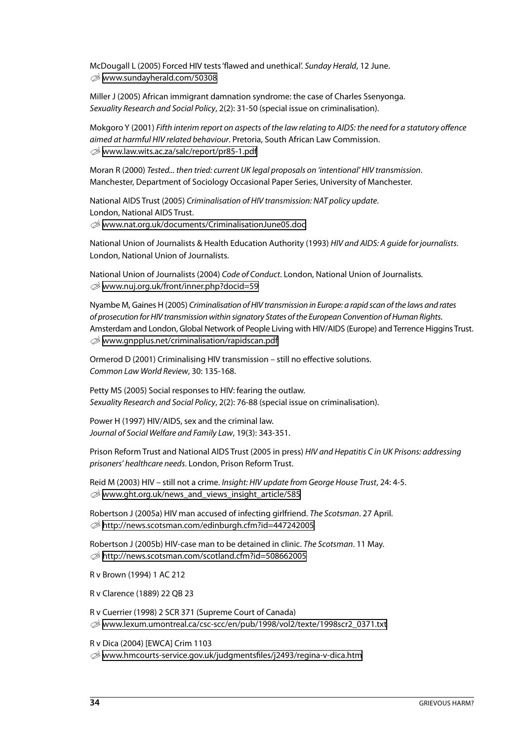McDougall L (2005) Forced HIV tests 'flawed and unethical'. *Sunday Herald*, 12 June.
✐ www.sundayherald.com/50308

Miller J (2005) African immigrant damnation syndrome: the case of Charles Ssenyonga. *Sexuality Research and Social Policy*, 2(2): 31-50 (special issue on criminalisation).

Mokgoro Y (2001) *Fifth interim report on aspects of the law relating to AIDS: the need for a statutory offence aimed at harmful HIV related behaviour*. Pretoria, South African Law Commission.
✐ www.law.wits.ac.za/salc/report/pr85-1.pdf

Moran R (2000) *Tested... then tried: current UK legal proposals on 'intentional' HIV transmission*. Manchester, Department of Sociology Occasional Paper Series, University of Manchester.

National AIDS Trust (2005) *Criminalisation of HIV transmission: NAT policy update*. London, National AIDS Trust.
✐ www.nat.org.uk/documents/CriminalisationJune05.doc

National Union of Journalists & Health Education Authority (1993) *HIV and AIDS: A guide for journalists*. London, National Union of Journalists.

National Union of Journalists (2004) *Code of Conduct*. London, National Union of Journalists.
✐ www.nuj.org.uk/front/inner.php?docid=59

Nyambe M, Gaines H (2005) *Criminalisation of HIV transmission in Europe: a rapid scan of the laws and rates of prosecution for HIV transmission within signatory States of the European Convention of Human Rights*. Amsterdam and London, Global Network of People Living with HIV/AIDS (Europe) and Terrence Higgins Trust.
✐ www.gnpplus.net/criminalisation/rapidscan.pdf

Ormerod D (2001) Criminalising HIV transmission – still no effective solutions. *Common Law World Review*, 30: 135-168.

Petty MS (2005) Social responses to HIV: fearing the outlaw. *Sexuality Research and Social Policy*, 2(2): 76-88 (special issue on criminalisation).

Power H (1997) HIV/AIDS, sex and the criminal law. *Journal of Social Welfare and Family Law*, 19(3): 343-351.

Prison Reform Trust and National AIDS Trust (2005 in press) *HIV and Hepatitis C in UK Prisons: addressing prisoners' healthcare needs*. London, Prison Reform Trust.

Reid M (2003) HIV – still not a crime. *Insight: HIV update from George House Trust*, 24: 4-5.
✐ www.ght.org.uk/news_and_views_insight_article/585

Robertson J (2005a) HIV man accused of infecting girlfriend. *The Scotsman*. 27 April.
✐ http://news.scotsman.com/edinburgh.cfm?id=447242005

Robertson J (2005b) HIV-case man to be detained in clinic. *The Scotsman*. 11 May.
✐ http://news.scotsman.com/scotland.cfm?id=508662005

R v Brown (1994) 1 AC 212

R v Clarence (1889) 22 QB 23

R v Cuerrier (1998) 2 SCR 371 (Supreme Court of Canada)
✐ www.lexum.umontreal.ca/csc-scc/en/pub/1998/vol2/texte/1998scr2_0371.txt

R v Dica (2004) [EWCA] Crim 1103
✐ www.hmcourts-service.gov.uk/judgmentsfiles/j2493/regina-v-dica.htm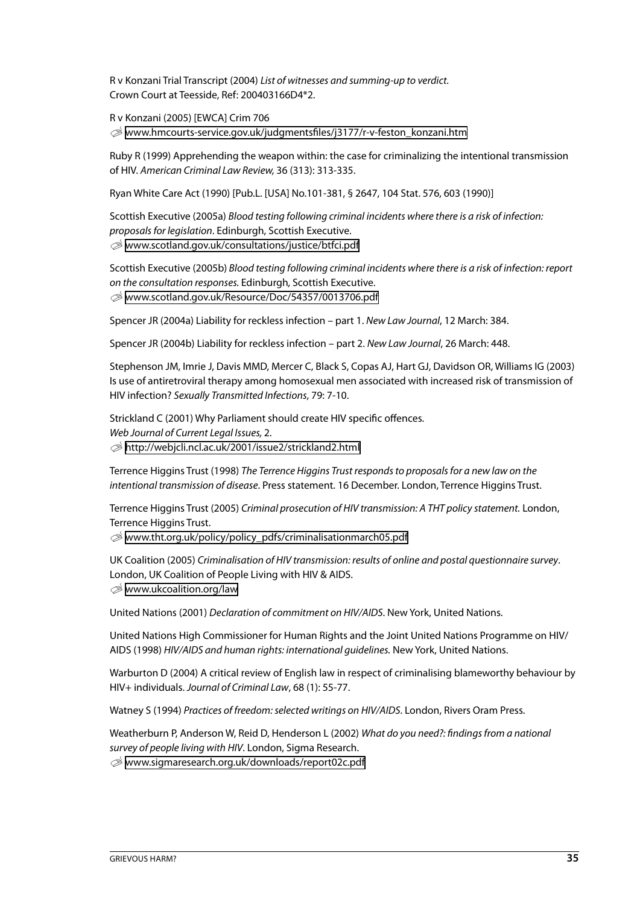R v Konzani Trial Transcript (2004) *List of witnesses and summing-up to verdict.* Crown Court at Teesside, Ref: 200403166D4*2.

R v Konzani (2005) [EWCA] Crim 706
✎ www.hmcourts-service.gov.uk/judgmentsfiles/j3177/r-v-feston_konzani.htm

Ruby R (1999) Apprehending the weapon within: the case for criminalizing the intentional transmission of HIV. *American Criminal Law Review,* 36 (313): 313-335.

Ryan White Care Act (1990) [Pub.L. [USA] No.101-381, § 2647, 104 Stat. 576, 603 (1990)]

Scottish Executive (2005a) *Blood testing following criminal incidents where there is a risk of infection: proposals for legislation*. Edinburgh, Scottish Executive.
✎ www.scotland.gov.uk/consultations/justice/btfci.pdf

Scottish Executive (2005b) *Blood testing following criminal incidents where there is a risk of infection: report on the consultation responses.* Edinburgh, Scottish Executive.
✎ www.scotland.gov.uk/Resource/Doc/54357/0013706.pdf

Spencer JR (2004a) Liability for reckless infection – part 1. *New Law Journal*, 12 March: 384.

Spencer JR (2004b) Liability for reckless infection – part 2. *New Law Journal*, 26 March: 448.

Stephenson JM, Imrie J, Davis MMD, Mercer C, Black S, Copas AJ, Hart GJ, Davidson OR, Williams IG (2003) Is use of antiretroviral therapy among homosexual men associated with increased risk of transmission of HIV infection? *Sexually Transmitted Infections*, 79: 7-10.

Strickland C (2001) Why Parliament should create HIV specific offences. *Web Journal of Current Legal Issues,* 2.
✎ http://webjcli.ncl.ac.uk/2001/issue2/strickland2.html

Terrence Higgins Trust (1998) *The Terrence Higgins Trust responds to proposals for a new law on the intentional transmission of disease*. Press statement. 16 December. London, Terrence Higgins Trust.

Terrence Higgins Trust (2005) *Criminal prosecution of HIV transmission: A THT policy statement.* London, Terrence Higgins Trust.
✎ www.tht.org.uk/policy/policy_pdfs/criminalisationmarch05.pdf

UK Coalition (2005) *Criminalisation of HIV transmission: results of online and postal questionnaire survey*. London, UK Coalition of People Living with HIV & AIDS.
✎ www.ukcoalition.org/law

United Nations (2001) *Declaration of commitment on HIV/AIDS*. New York, United Nations.

United Nations High Commissioner for Human Rights and the Joint United Nations Programme on HIV/AIDS (1998) *HIV/AIDS and human rights: international guidelines.* New York, United Nations.

Warburton D (2004) A critical review of English law in respect of criminalising blameworthy behaviour by HIV+ individuals. *Journal of Criminal Law*, 68 (1): 55-77.

Watney S (1994) *Practices of freedom: selected writings on HIV/AIDS*. London, Rivers Oram Press.

Weatherburn P, Anderson W, Reid D, Henderson L (2002) *What do you need?: findings from a national survey of people living with HIV*. London, Sigma Research.
✎ www.sigmaresearch.org.uk/downloads/report02c.pdf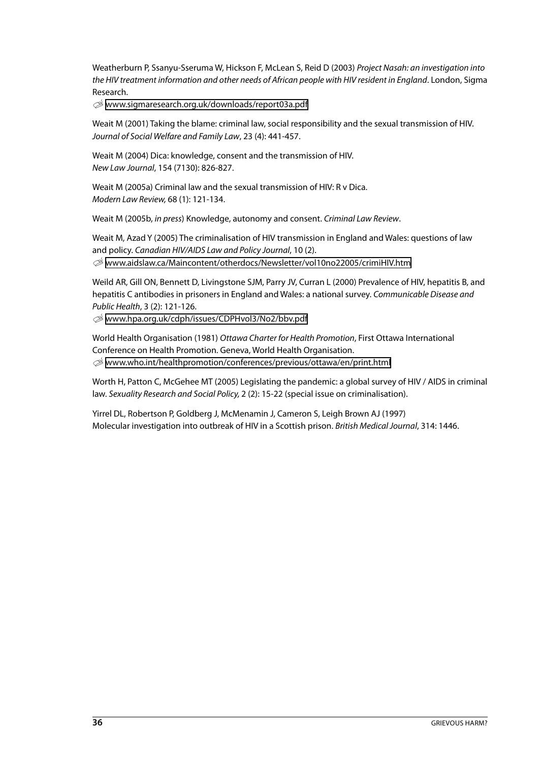Weatherburn P, Ssanyu-Sseruma W, Hickson F, McLean S, Reid D (2003) *Project Nasah: an investigation into the HIV treatment information and other needs of African people with HIV resident in England*. London, Sigma Research.
www.sigmaresearch.org.uk/downloads/report03a.pdf

Weait M (2001) Taking the blame: criminal law, social responsibility and the sexual transmission of HIV. *Journal of Social Welfare and Family Law*, 23 (4): 441-457.

Weait M (2004) Dica: knowledge, consent and the transmission of HIV. *New Law Journal*, 154 (7130): 826-827.

Weait M (2005a) Criminal law and the sexual transmission of HIV: R v Dica. *Modern Law Review,* 68 (1): 121-134.

Weait M (2005b, *in press*) Knowledge, autonomy and consent. *Criminal Law Review*.

Weait M, Azad Y (2005) The criminalisation of HIV transmission in England and Wales: questions of law and policy. *Canadian HIV/AIDS Law and Policy Journal*, 10 (2).
www.aidslaw.ca/Maincontent/otherdocs/Newsletter/vol10no22005/crimiHIV.htm

Weild AR, Gill ON, Bennett D, Livingstone SJM, Parry JV, Curran L (2000) Prevalence of HIV, hepatitis B, and hepatitis C antibodies in prisoners in England and Wales: a national survey. *Communicable Disease and Public Health*, 3 (2): 121-126.
www.hpa.org.uk/cdph/issues/CDPHvol3/No2/bbv.pdf

World Health Organisation (1981) *Ottawa Charter for Health Promotion*, First Ottawa International Conference on Health Promotion. Geneva, World Health Organisation.
www.who.int/healthpromotion/conferences/previous/ottawa/en/print.html

Worth H, Patton C, McGehee MT (2005) Legislating the pandemic: a global survey of HIV / AIDS in criminal law. *Sexuality Research and Social Policy,* 2 (2): 15-22 (special issue on criminalisation).

Yirrel DL, Robertson P, Goldberg J, McMenamin J, Cameron S, Leigh Brown AJ (1997) Molecular investigation into outbreak of HIV in a Scottish prison. *British Medical Journal*, 314: 1446.